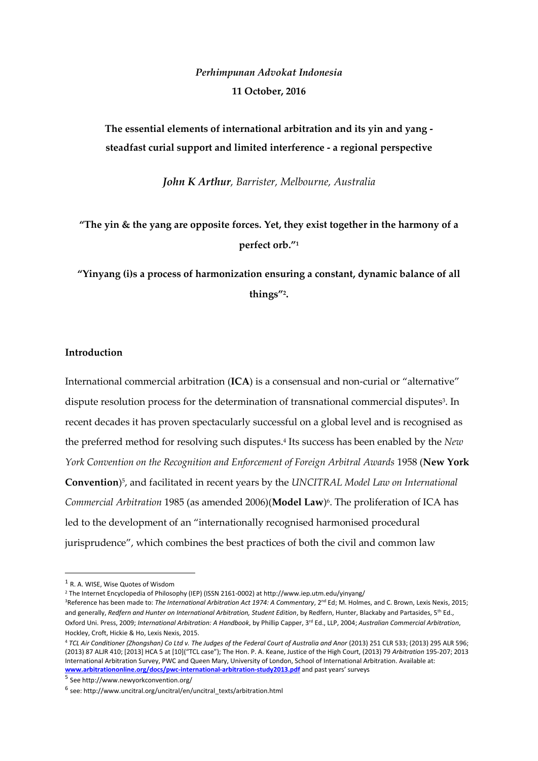*Perhimpunan Advokat Indonesia*

**11 October, 2016**

# The essential elements of international arbitration and its yin and yang - steadfast curial support and limited interference - a regional perspective

***John K Arthur**, Barrister, Melbourne, Australia*

**"The yin & the yang are opposite forces. Yet, they exist together in the harmony of a perfect orb."[1]**

**"Yinyang (i)s a process of harmonization ensuring a constant, dynamic balance of all things"[2].**

## Introduction

International commercial arbitration (**ICA**) is a consensual and non-curial or "alternative" dispute resolution process for the determination of transnational commercial disputes[3]. In recent decades it has proven spectacularly successful on a global level and is recognised as the preferred method for resolving such disputes.[4] Its success has been enabled by the *New York Convention on the Recognition and Enforcement of Foreign Arbitral Awards* 1958 (**New York Convention**)[5], and facilitated in recent years by the *UNCITRAL Model Law on International Commercial Arbitration* 1985 (as amended 2006)(**Model Law**)[6]. The proliferation of ICA has led to the development of an "internationally recognised harmonised procedural jurisprudence", which combines the best practices of both the civil and common law

---

[1] R. A. WISE, Wise Quotes of Wisdom

[2] The Internet Encyclopedia of Philosophy (IEP) (ISSN 2161-0002) at http://www.iep.utm.edu/yinyang/

[3] Reference has been made to: *The International Arbitration Act 1974: A Commentary*, 2nd Ed; M. Holmes, and C. Brown, Lexis Nexis, 2015; and generally, *Redfern and Hunter on International Arbitration, Student Edition*, by Redfern, Hunter, Blackaby and Partasides, 5th Ed., Oxford Uni. Press, 2009; *International Arbitration: A Handbook*, by Phillip Capper, 3rd Ed., LLP, 2004; *Australian Commercial Arbitration*, Hockley, Croft, Hickie & Ho, Lexis Nexis, 2015.

[4] *TCL Air Conditioner (Zhongshan) Co Ltd v. The Judges of the Federal Court of Australia and Anor* (2013) 251 CLR 533; (2013) 295 ALR 596; (2013) 87 ALJR 410; [2013] HCA 5 at [10]("TCL case"); The Hon. P. A. Keane, Justice of the High Court, (2013) 79 *Arbitration* 195-207; 2013 International Arbitration Survey, PWC and Queen Mary, University of London, School of International Arbitration. Available at: **www.arbitrationonline.org/docs/pwc-international-arbitration-study2013.pdf** and past years' surveys

[5] See http://www.newyorkconvention.org/

[6] see: http://www.uncitral.org/uncitral/en/uncitral_texts/arbitration.html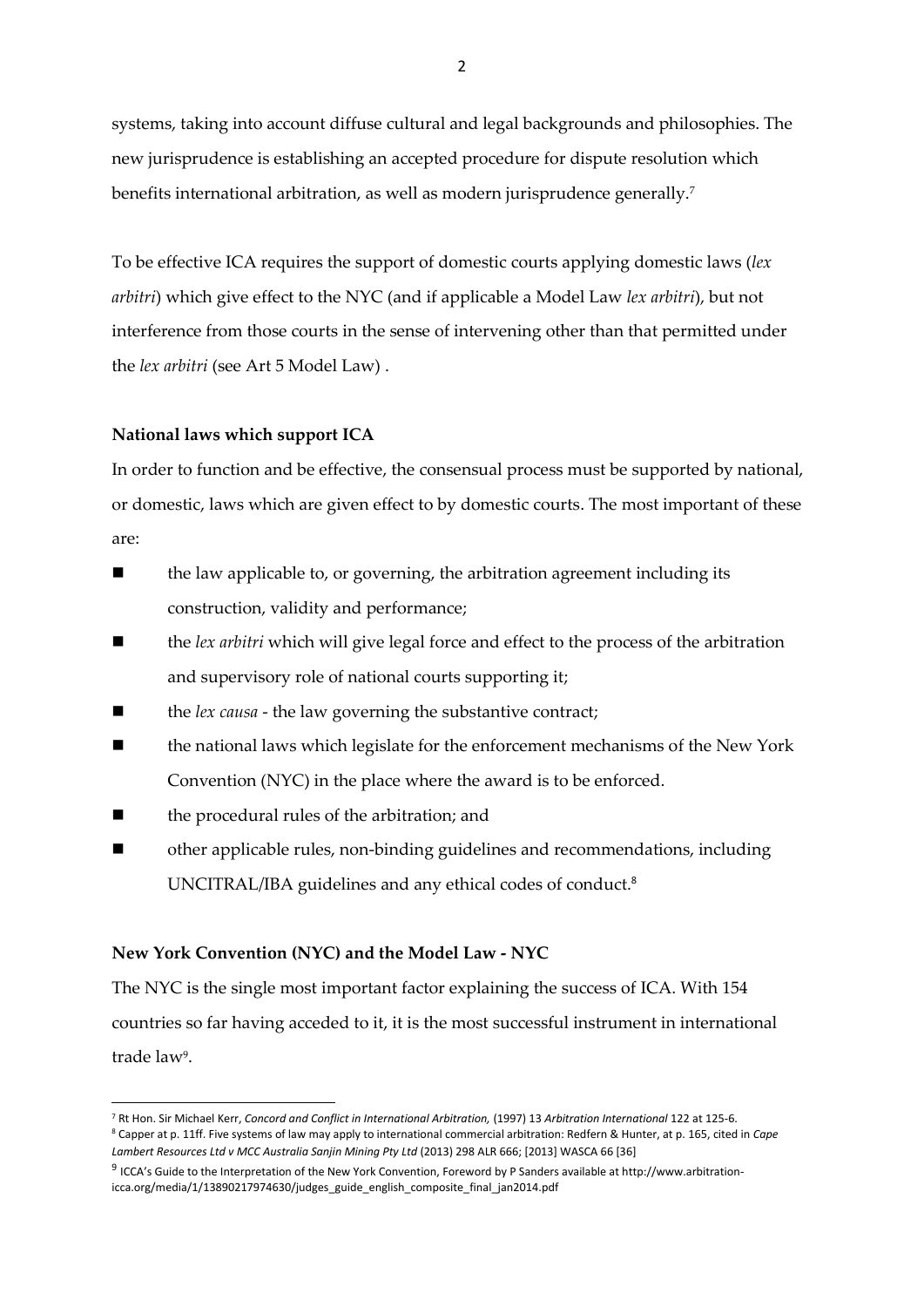systems, taking into account diffuse cultural and legal backgrounds and philosophies. The new jurisprudence is establishing an accepted procedure for dispute resolution which benefits international arbitration, as well as modern jurisprudence generally.[7]

To be effective ICA requires the support of domestic courts applying domestic laws (*lex arbitri*) which give effect to the NYC (and if applicable a Model Law *lex arbitri*), but not interference from those courts in the sense of intervening other than that permitted under the *lex arbitri* (see Art 5 Model Law) .

**National laws which support ICA**

In order to function and be effective, the consensual process must be supported by national, or domestic, laws which are given effect to by domestic courts. The most important of these are:

- the law applicable to, or governing, the arbitration agreement including its construction, validity and performance;
- the *lex arbitri* which will give legal force and effect to the process of the arbitration and supervisory role of national courts supporting it;
- the *lex causa* - the law governing the substantive contract;
- the national laws which legislate for the enforcement mechanisms of the New York Convention (NYC) in the place where the award is to be enforced.
- the procedural rules of the arbitration; and
- other applicable rules, non-binding guidelines and recommendations, including UNCITRAL/IBA guidelines and any ethical codes of conduct.[8]

**New York Convention (NYC) and the Model Law - NYC**

The NYC is the single most important factor explaining the success of ICA. With 154 countries so far having acceded to it, it is the most successful instrument in international trade law[9].

---

[7] Rt Hon. Sir Michael Kerr, *Concord and Conflict in International Arbitration,* (1997) 13 *Arbitration International* 122 at 125-6.

[8] Capper at p. 11ff. Five systems of law may apply to international commercial arbitration: Redfern & Hunter, at p. 165, cited in *Cape Lambert Resources Ltd v MCC Australia Sanjin Mining Pty Ltd* (2013) 298 ALR 666; [2013] WASCA 66 [36]

[9] ICCA's Guide to the Interpretation of the New York Convention, Foreword by P Sanders available at http://www.arbitration-icca.org/media/1/13890217974630/judges_guide_english_composite_final_jan2014.pdf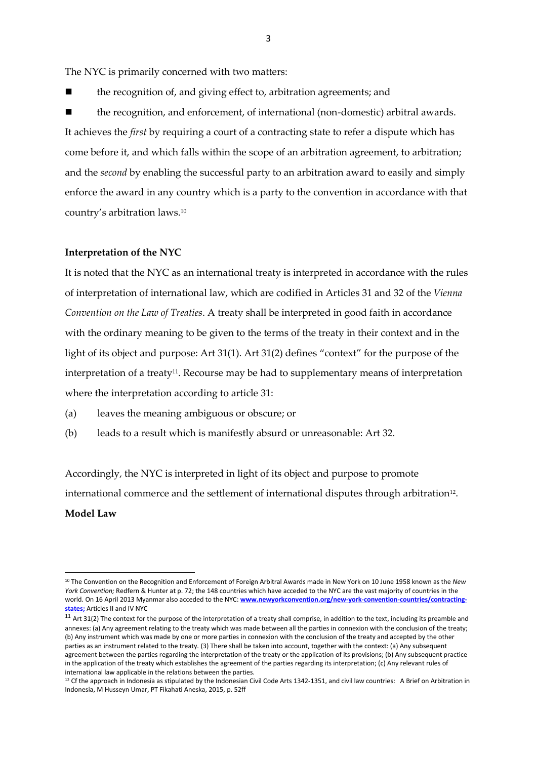The NYC is primarily concerned with two matters:

- the recognition of, and giving effect to, arbitration agreements; and
- the recognition, and enforcement, of international (non-domestic) arbitral awards.

It achieves the *first* by requiring a court of a contracting state to refer a dispute which has come before it, and which falls within the scope of an arbitration agreement, to arbitration; and the *second* by enabling the successful party to an arbitration award to easily and simply enforce the award in any country which is a party to the convention in accordance with that country's arbitration laws.[10]

**Interpretation of the NYC**

It is noted that the NYC as an international treaty is interpreted in accordance with the rules of interpretation of international law, which are codified in Articles 31 and 32 of the *Vienna Convention on the Law of Treaties*. A treaty shall be interpreted in good faith in accordance with the ordinary meaning to be given to the terms of the treaty in their context and in the light of its object and purpose: Art 31(1). Art 31(2) defines "context" for the purpose of the interpretation of a treaty[11]. Recourse may be had to supplementary means of interpretation where the interpretation according to article 31:

(a) leaves the meaning ambiguous or obscure; or

(b) leads to a result which is manifestly absurd or unreasonable: Art 32.

Accordingly, the NYC is interpreted in light of its object and purpose to promote international commerce and the settlement of international disputes through arbitration[12].

**Model Law**

---

[10] The Convention on the Recognition and Enforcement of Foreign Arbitral Awards made in New York on 10 June 1958 known as the *New York Convention;* Redfern & Hunter at p. 72; the 148 countries which have acceded to the NYC are the vast majority of countries in the world. On 16 April 2013 Myanmar also acceded to the NYC: **www.newyorkconvention.org/new-york-convention-countries/contracting-states;** Articles II and IV NYC

[11] Art 31(2) The context for the purpose of the interpretation of a treaty shall comprise, in addition to the text, including its preamble and annexes: (a) Any agreement relating to the treaty which was made between all the parties in connexion with the conclusion of the treaty; (b) Any instrument which was made by one or more parties in connexion with the conclusion of the treaty and accepted by the other parties as an instrument related to the treaty. (3) There shall be taken into account, together with the context: (a) Any subsequent agreement between the parties regarding the interpretation of the treaty or the application of its provisions; (b) Any subsequent practice in the application of the treaty which establishes the agreement of the parties regarding its interpretation; (c) Any relevant rules of international law applicable in the relations between the parties.

[12] Cf the approach in Indonesia as stipulated by the Indonesian Civil Code Arts 1342-1351, and civil law countries: A Brief on Arbitration in Indonesia, M Husseyn Umar, PT Fikahati Aneska, 2015, p. 52ff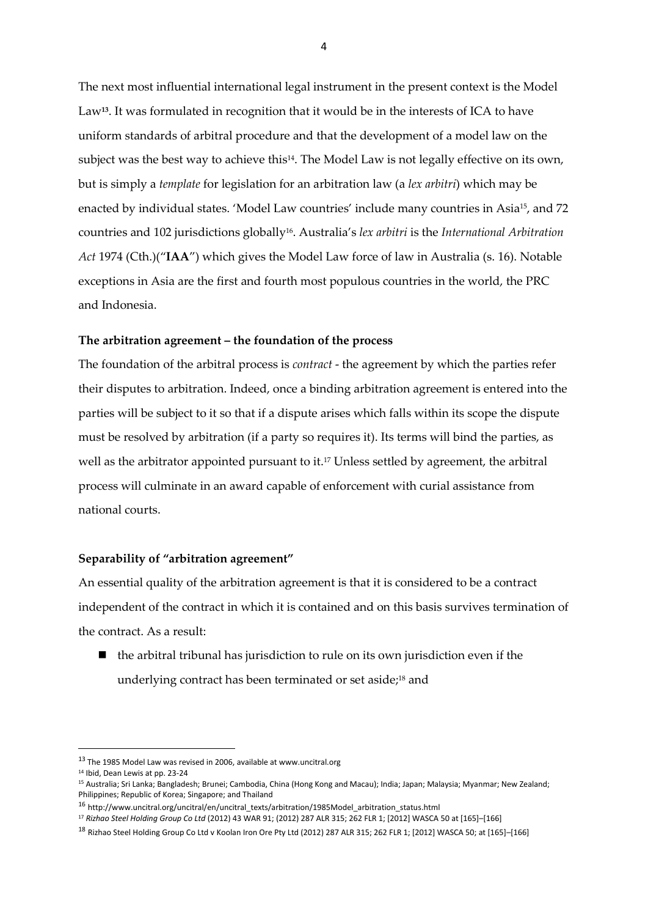The next most influential international legal instrument in the present context is the Model Law[13]. It was formulated in recognition that it would be in the interests of ICA to have uniform standards of arbitral procedure and that the development of a model law on the subject was the best way to achieve this[14]. The Model Law is not legally effective on its own, but is simply a *template* for legislation for an arbitration law (a *lex arbitri*) which may be enacted by individual states. 'Model Law countries' include many countries in Asia[15], and 72 countries and 102 jurisdictions globally[16]. Australia's *lex arbitri* is the *International Arbitration Act* 1974 (Cth.)("**IAA**") which gives the Model Law force of law in Australia (s. 16). Notable exceptions in Asia are the first and fourth most populous countries in the world, the PRC and Indonesia.

**The arbitration agreement – the foundation of the process**

The foundation of the arbitral process is *contract* - the agreement by which the parties refer their disputes to arbitration. Indeed, once a binding arbitration agreement is entered into the parties will be subject to it so that if a dispute arises which falls within its scope the dispute must be resolved by arbitration (if a party so requires it). Its terms will bind the parties, as well as the arbitrator appointed pursuant to it.[17] Unless settled by agreement, the arbitral process will culminate in an award capable of enforcement with curial assistance from national courts.

**Separability of "arbitration agreement"**

An essential quality of the arbitration agreement is that it is considered to be a contract independent of the contract in which it is contained and on this basis survives termination of the contract. As a result:

- the arbitral tribunal has jurisdiction to rule on its own jurisdiction even if the underlying contract has been terminated or set aside;[18] and

---

[13] The 1985 Model Law was revised in 2006, available at www.uncitral.org

[14] Ibid, Dean Lewis at pp. 23-24

[15] Australia; Sri Lanka; Bangladesh; Brunei; Cambodia, China (Hong Kong and Macau); India; Japan; Malaysia; Myanmar; New Zealand; Philippines; Republic of Korea; Singapore; and Thailand

[16] http://www.uncitral.org/uncitral/en/uncitral_texts/arbitration/1985Model_arbitration_status.html

[17] *Rizhao Steel Holding Group Co Ltd* (2012) 43 WAR 91; (2012) 287 ALR 315; 262 FLR 1; [2012] WASCA 50 at [165]–[166]

[18] Rizhao Steel Holding Group Co Ltd v Koolan Iron Ore Pty Ltd (2012) 287 ALR 315; 262 FLR 1; [2012] WASCA 50; at [165]–[166]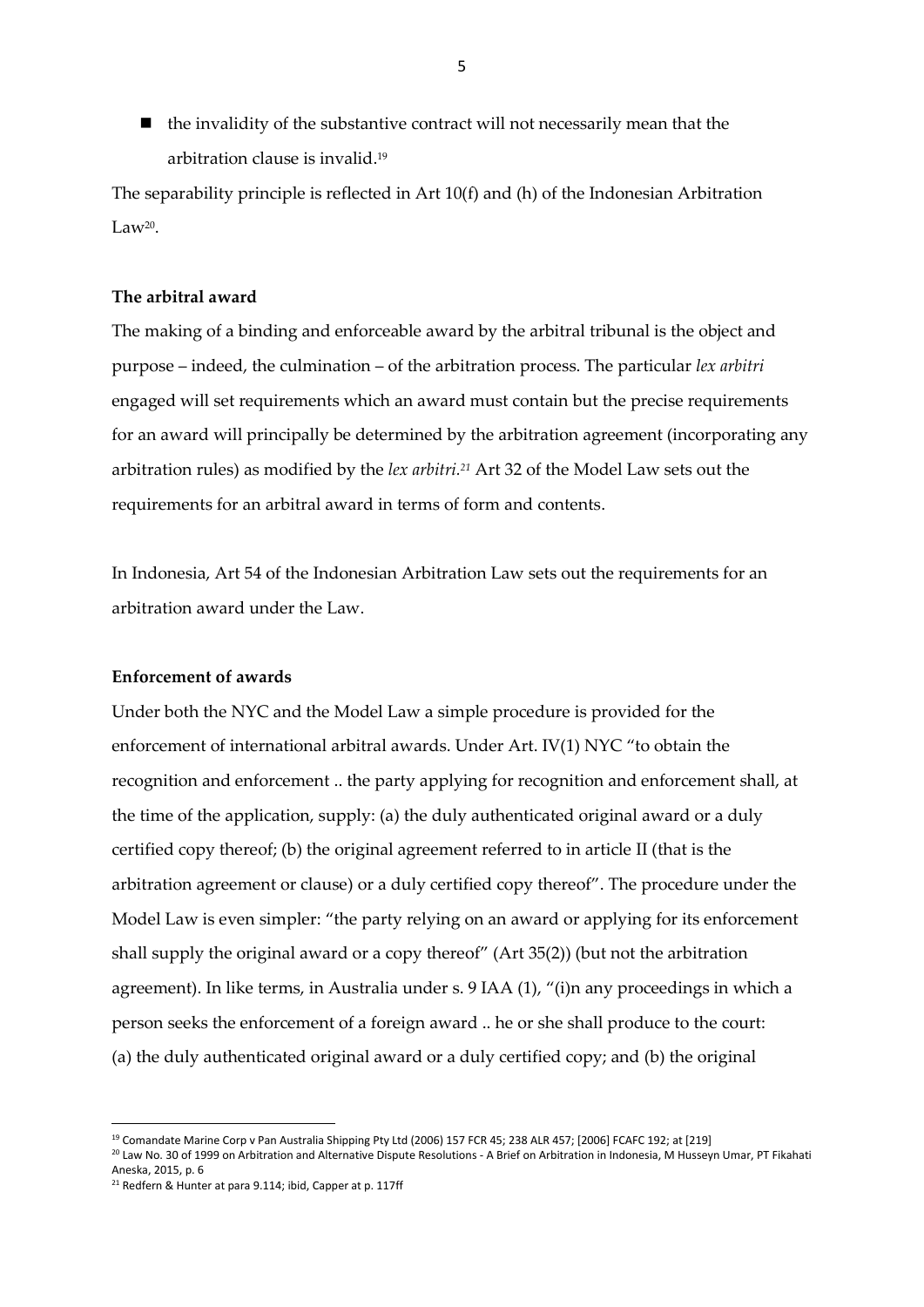- the invalidity of the substantive contract will not necessarily mean that the arbitration clause is invalid.[19]

The separability principle is reflected in Art 10(f) and (h) of the Indonesian Arbitration Law[20].

**The arbitral award**

The making of a binding and enforceable award by the arbitral tribunal is the object and purpose – indeed, the culmination – of the arbitration process. The particular *lex arbitri* engaged will set requirements which an award must contain but the precise requirements for an award will principally be determined by the arbitration agreement (incorporating any arbitration rules) as modified by the *lex arbitri*.[21] Art 32 of the Model Law sets out the requirements for an arbitral award in terms of form and contents.

In Indonesia, Art 54 of the Indonesian Arbitration Law sets out the requirements for an arbitration award under the Law.

**Enforcement of awards**

Under both the NYC and the Model Law a simple procedure is provided for the enforcement of international arbitral awards. Under Art. IV(1) NYC "to obtain the recognition and enforcement .. the party applying for recognition and enforcement shall, at the time of the application, supply: (a) the duly authenticated original award or a duly certified copy thereof; (b) the original agreement referred to in article II (that is the arbitration agreement or clause) or a duly certified copy thereof". The procedure under the Model Law is even simpler: "the party relying on an award or applying for its enforcement shall supply the original award or a copy thereof" (Art 35(2)) (but not the arbitration agreement). In like terms, in Australia under s. 9 IAA (1), "(i)n any proceedings in which a person seeks the enforcement of a foreign award .. he or she shall produce to the court: (a) the duly authenticated original award or a duly certified copy; and (b) the original

---

[19] Comandate Marine Corp v Pan Australia Shipping Pty Ltd (2006) 157 FCR 45; 238 ALR 457; [2006] FCAFC 192; at [219]

[20] Law No. 30 of 1999 on Arbitration and Alternative Dispute Resolutions - A Brief on Arbitration in Indonesia, M Husseyn Umar, PT Fikahati Aneska, 2015, p. 6

[21] Redfern & Hunter at para 9.114; ibid, Capper at p. 117ff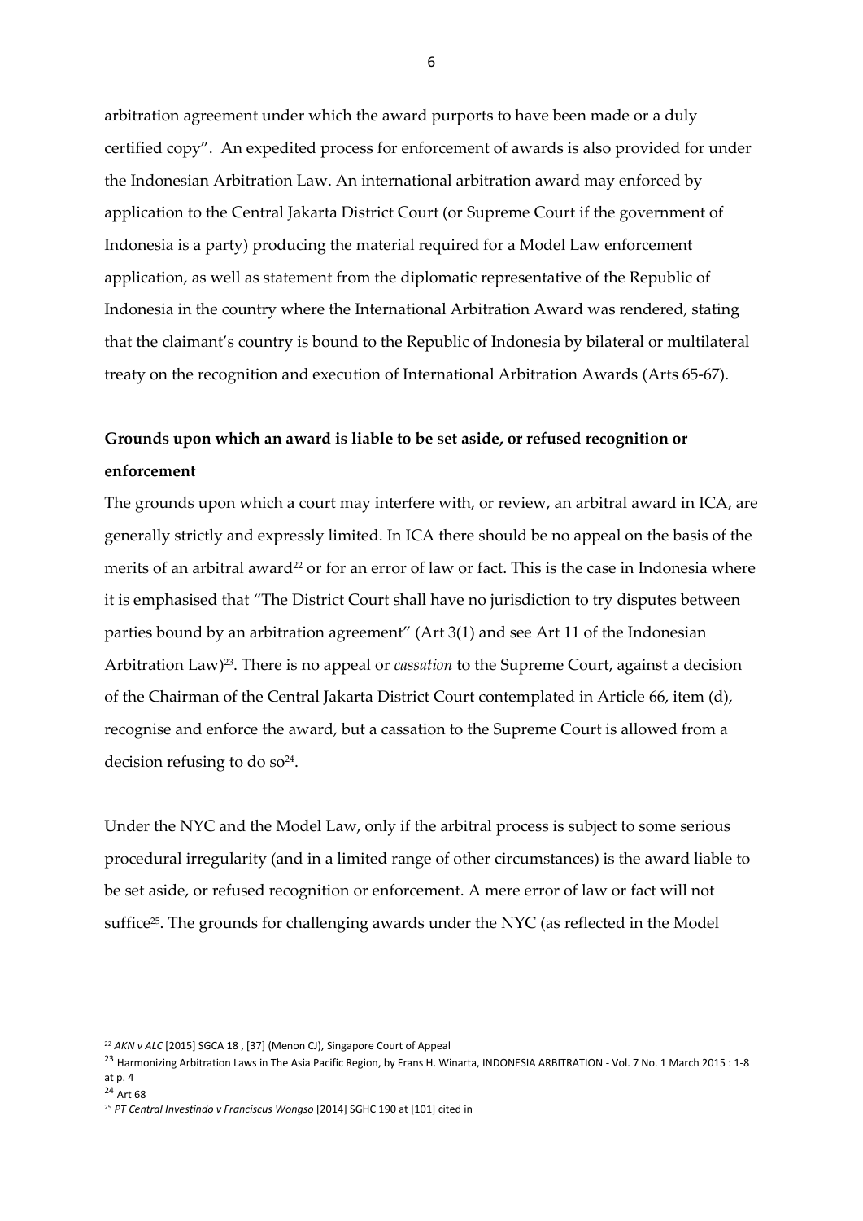arbitration agreement under which the award purports to have been made or a duly certified copy". An expedited process for enforcement of awards is also provided for under the Indonesian Arbitration Law. An international arbitration award may enforced by application to the Central Jakarta District Court (or Supreme Court if the government of Indonesia is a party) producing the material required for a Model Law enforcement application, as well as statement from the diplomatic representative of the Republic of Indonesia in the country where the International Arbitration Award was rendered, stating that the claimant's country is bound to the Republic of Indonesia by bilateral or multilateral treaty on the recognition and execution of International Arbitration Awards (Arts 65-67).

**Grounds upon which an award is liable to be set aside, or refused recognition or enforcement**

The grounds upon which a court may interfere with, or review, an arbitral award in ICA, are generally strictly and expressly limited. In ICA there should be no appeal on the basis of the merits of an arbitral award[22] or for an error of law or fact. This is the case in Indonesia where it is emphasised that "The District Court shall have no jurisdiction to try disputes between parties bound by an arbitration agreement" (Art 3(1) and see Art 11 of the Indonesian Arbitration Law)[23]. There is no appeal or *cassation* to the Supreme Court, against a decision of the Chairman of the Central Jakarta District Court contemplated in Article 66, item (d), recognise and enforce the award, but a cassation to the Supreme Court is allowed from a decision refusing to do so[24].

Under the NYC and the Model Law, only if the arbitral process is subject to some serious procedural irregularity (and in a limited range of other circumstances) is the award liable to be set aside, or refused recognition or enforcement. A mere error of law or fact will not suffice[25]. The grounds for challenging awards under the NYC (as reflected in the Model

---

[22] *AKN v ALC* [2015] SGCA 18 , [37] (Menon CJ), Singapore Court of Appeal

[23] Harmonizing Arbitration Laws in The Asia Pacific Region, by Frans H. Winarta, INDONESIA ARBITRATION - Vol. 7 No. 1 March 2015 : 1-8 at p. 4

[24] Art 68

[25] *PT Central Investindo v Franciscus Wongso* [2014] SGHC 190 at [101] cited in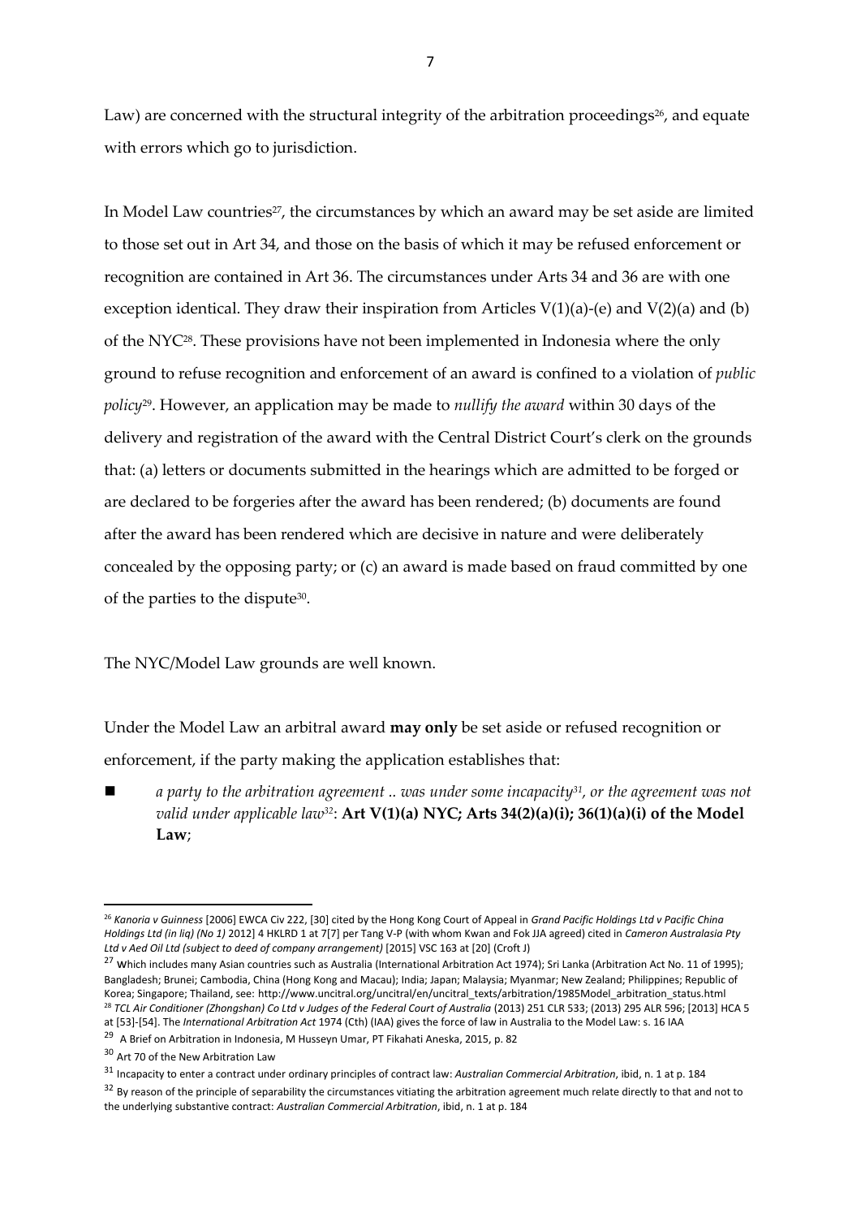Law) are concerned with the structural integrity of the arbitration proceedings[26], and equate with errors which go to jurisdiction.

In Model Law countries[27], the circumstances by which an award may be set aside are limited to those set out in Art 34, and those on the basis of which it may be refused enforcement or recognition are contained in Art 36. The circumstances under Arts 34 and 36 are with one exception identical. They draw their inspiration from Articles V(1)(a)-(e) and V(2)(a) and (b) of the NYC[28]. These provisions have not been implemented in Indonesia where the only ground to refuse recognition and enforcement of an award is confined to a violation of *public policy*[29]. However, an application may be made to *nullify the award* within 30 days of the delivery and registration of the award with the Central District Court's clerk on the grounds that: (a) letters or documents submitted in the hearings which are admitted to be forged or are declared to be forgeries after the award has been rendered; (b) documents are found after the award has been rendered which are decisive in nature and were deliberately concealed by the opposing party; or (c) an award is made based on fraud committed by one of the parties to the dispute[30].

The NYC/Model Law grounds are well known.

Under the Model Law an arbitral award **may only** be set aside or refused recognition or enforcement, if the party making the application establishes that:

- *a party to the arbitration agreement .. was under some incapacity[31], or the agreement was not valid under applicable law[32]*: **Art V(1)(a) NYC; Arts 34(2)(a)(i); 36(1)(a)(i) of the Model Law**;

---

[26] *Kanoria v Guinness* [2006] EWCA Civ 222, [30] cited by the Hong Kong Court of Appeal in *Grand Pacific Holdings Ltd v Pacific China Holdings Ltd (in liq) (No 1)* 2012] 4 HKLRD 1 at 7[7] per Tang V-P (with whom Kwan and Fok JJA agreed) cited in *Cameron Australasia Pty Ltd v Aed Oil Ltd (subject to deed of company arrangement)* [2015] VSC 163 at [20] (Croft J)

[27] Which includes many Asian countries such as Australia (International Arbitration Act 1974); Sri Lanka (Arbitration Act No. 11 of 1995); Bangladesh; Brunei; Cambodia, China (Hong Kong and Macau); India; Japan; Malaysia; Myanmar; New Zealand; Philippines; Republic of Korea; Singapore; Thailand, see: http://www.uncitral.org/uncitral/en/uncitral_texts/arbitration/1985Model_arbitration_status.html

[28] *TCL Air Conditioner (Zhongshan) Co Ltd v Judges of the Federal Court of Australia* (2013) 251 CLR 533; (2013) 295 ALR 596; [2013] HCA 5 at [53]-[54]. The *International Arbitration Act* 1974 (Cth) (IAA) gives the force of law in Australia to the Model Law: s. 16 IAA

[29] A Brief on Arbitration in Indonesia, M Husseyn Umar, PT Fikahati Aneska, 2015, p. 82

[30] Art 70 of the New Arbitration Law

[31] Incapacity to enter a contract under ordinary principles of contract law: *Australian Commercial Arbitration*, ibid, n. 1 at p. 184

[32] By reason of the principle of separability the circumstances vitiating the arbitration agreement much relate directly to that and not to the underlying substantive contract: *Australian Commercial Arbitration*, ibid, n. 1 at p. 184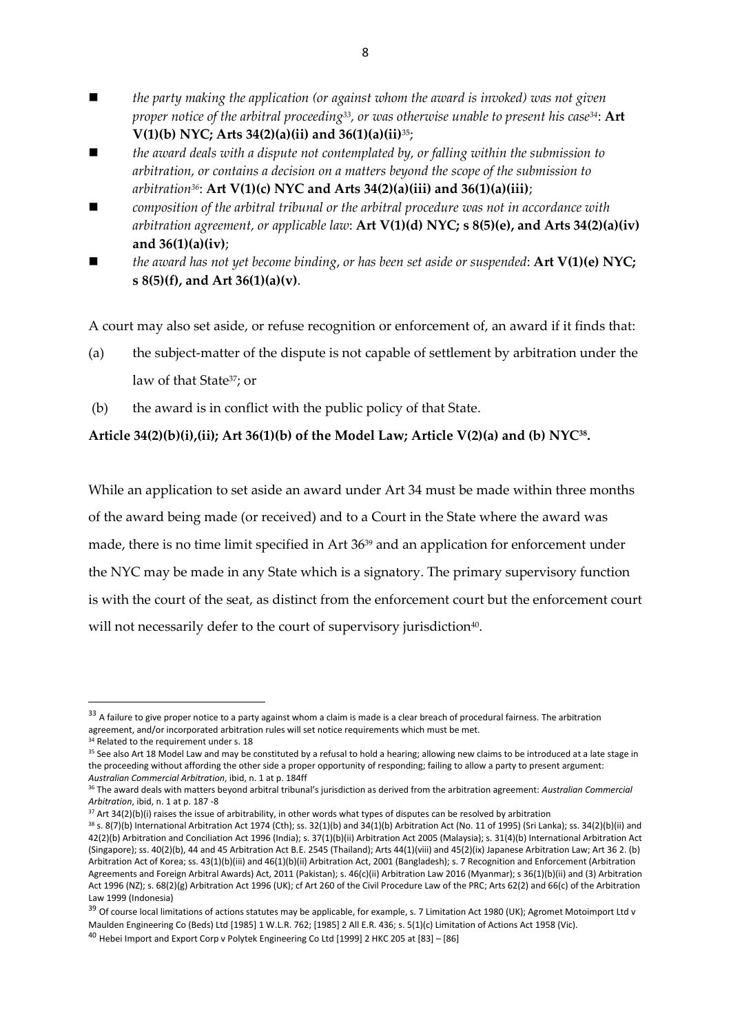- *the party making the application (or against whom the award is invoked) was not given proper notice of the arbitral proceeding*[33]*, or was otherwise unable to present his case*[34]: **Art V(1)(b) NYC; Arts 34(2)(a)(ii) and 36(1)(a)(ii)**[35];
- *the award deals with a dispute not contemplated by, or falling within the submission to arbitration, or contains a decision on a matters beyond the scope of the submission to arbitration*[36]: **Art V(1)(c) NYC and Arts 34(2)(a)(iii) and 36(1)(a)(iii)**;
- *composition of the arbitral tribunal or the arbitral procedure was not in accordance with arbitration agreement, or applicable law*: **Art V(1)(d) NYC; s 8(5)(e), and Arts 34(2)(a)(iv) and 36(1)(a)(iv)**;
- *the award has not yet become binding, or has been set aside or suspended*: **Art V(1)(e) NYC; s 8(5)(f), and Art 36(1)(a)(v)**.

A court may also set aside, or refuse recognition or enforcement of, an award if it finds that:

(a) the subject-matter of the dispute is not capable of settlement by arbitration under the law of that State[37]; or

(b) the award is in conflict with the public policy of that State.

**Article 34(2)(b)(i),(ii); Art 36(1)(b) of the Model Law; Article V(2)(a) and (b) NYC[38].**

While an application to set aside an award under Art 34 must be made within three months of the award being made (or received) and to a Court in the State where the award was made, there is no time limit specified in Art 36[39] and an application for enforcement under the NYC may be made in any State which is a signatory. The primary supervisory function is with the court of the seat, as distinct from the enforcement court but the enforcement court will not necessarily defer to the court of supervisory jurisdiction[40].

---

[33] A failure to give proper notice to a party against whom a claim is made is a clear breach of procedural fairness. The arbitration agreement, and/or incorporated arbitration rules will set notice requirements which must be met.

[34] Related to the requirement under s. 18

[35] See also Art 18 Model Law and may be constituted by a refusal to hold a hearing; allowing new claims to be introduced at a late stage in the proceeding without affording the other side a proper opportunity of responding; failing to allow a party to present argument: *Australian Commercial Arbitration*, ibid, n. 1 at p. 184ff

[36] The award deals with matters beyond arbitral tribunal's jurisdiction as derived from the arbitration agreement: *Australian Commercial Arbitration*, ibid, n. 1 at p. 187 -8

[37] Art 34(2)(b)(i) raises the issue of arbitrability, in other words what types of disputes can be resolved by arbitration

[38] s. 8(7)(b) International Arbitration Act 1974 (Cth); ss. 32(1)(b) and 34(1)(b) Arbitration Act (No. 11 of 1995) (Sri Lanka); ss. 34(2)(b)(ii) and 42(2)(b) Arbitration and Conciliation Act 1996 (India); s. 37(1)(b)(ii) Arbitration Act 2005 (Malaysia); s. 31(4)(b) International Arbitration Act (Singapore); ss. 40(2)(b), 44 and 45 Arbitration Act B.E. 2545 (Thailand); Arts 44(1)(viii) and 45(2)(ix) Japanese Arbitration Law; Art 36 2. (b) Arbitration Act of Korea; ss. 43(1)(b)(iii) and 46(1)(b)(ii) Arbitration Act, 2001 (Bangladesh); s. 7 Recognition and Enforcement (Arbitration Agreements and Foreign Arbitral Awards) Act, 2011 (Pakistan); s. 46(c)(ii) Arbitration Law 2016 (Myanmar); s 36(1)(b)(ii) and (3) Arbitration Act 1996 (NZ); s. 68(2)(g) Arbitration Act 1996 (UK); cf Art 260 of the Civil Procedure Law of the PRC; Arts 62(2) and 66(c) of the Arbitration Law 1999 (Indonesia)

[39] Of course local limitations of actions statutes may be applicable, for example, s. 7 Limitation Act 1980 (UK); Agromet Motoimport Ltd v Maulden Engineering Co (Beds) Ltd [1985] 1 W.L.R. 762; [1985] 2 All E.R. 436; s. 5(1)(c) Limitation of Actions Act 1958 (Vic).

[40] Hebei Import and Export Corp v Polytek Engineering Co Ltd [1999] 2 HKC 205 at [83] – [86]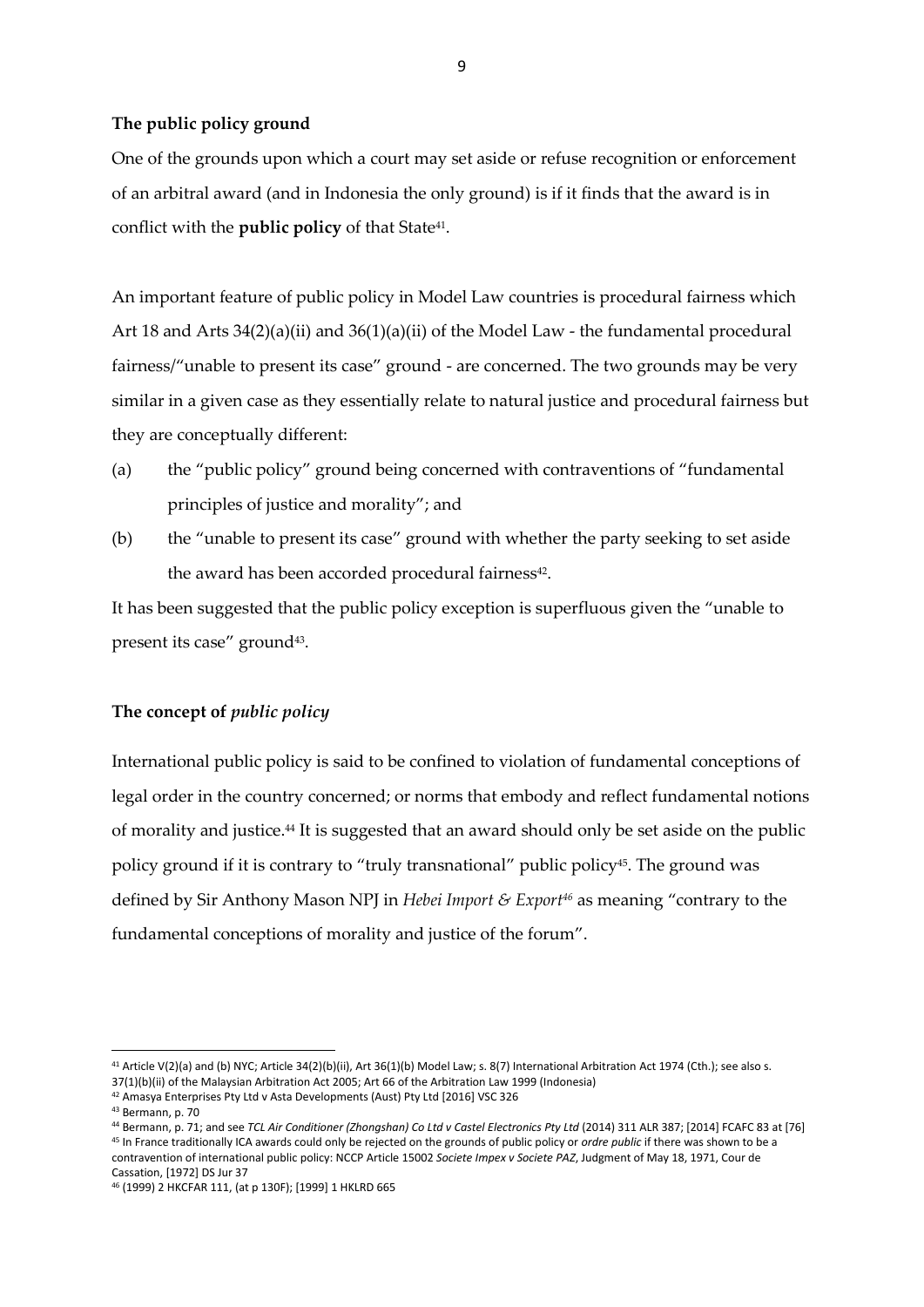**The public policy ground**

One of the grounds upon which a court may set aside or refuse recognition or enforcement of an arbitral award (and in Indonesia the only ground) is if it finds that the award is in conflict with the **public policy** of that State[41].

An important feature of public policy in Model Law countries is procedural fairness which Art 18 and Arts 34(2)(a)(ii) and 36(1)(a)(ii) of the Model Law - the fundamental procedural fairness/"unable to present its case" ground - are concerned. The two grounds may be very similar in a given case as they essentially relate to natural justice and procedural fairness but they are conceptually different:

(a) the "public policy" ground being concerned with contraventions of "fundamental principles of justice and morality"; and

(b) the "unable to present its case" ground with whether the party seeking to set aside the award has been accorded procedural fairness[42].

It has been suggested that the public policy exception is superfluous given the "unable to present its case" ground[43].

**The concept of *public policy***

International public policy is said to be confined to violation of fundamental conceptions of legal order in the country concerned; or norms that embody and reflect fundamental notions of morality and justice.[44] It is suggested that an award should only be set aside on the public policy ground if it is contrary to "truly transnational" public policy[45]. The ground was defined by Sir Anthony Mason NPJ in *Hebei Import & Export*[46] as meaning "contrary to the fundamental conceptions of morality and justice of the forum".

---

[41] Article V(2)(a) and (b) NYC; Article 34(2)(b)(ii), Art 36(1)(b) Model Law; s. 8(7) International Arbitration Act 1974 (Cth.); see also s. 37(1)(b)(ii) of the Malaysian Arbitration Act 2005; Art 66 of the Arbitration Law 1999 (Indonesia)

[42] Amasya Enterprises Pty Ltd v Asta Developments (Aust) Pty Ltd [2016] VSC 326

[43] Bermann, p. 70

[44] Bermann, p. 71; and see *TCL Air Conditioner (Zhongshan) Co Ltd v Castel Electronics Pty Ltd* (2014) 311 ALR 387; [2014] FCAFC 83 at [76]

[45] In France traditionally ICA awards could only be rejected on the grounds of public policy or *ordre public* if there was shown to be a contravention of international public policy: NCCP Article 15002 *Societe Impex v Societe PAZ*, Judgment of May 18, 1971, Cour de Cassation, [1972] DS Jur 37

[46] (1999) 2 HKCFAR 111, (at p 130F); [1999] 1 HKLRD 665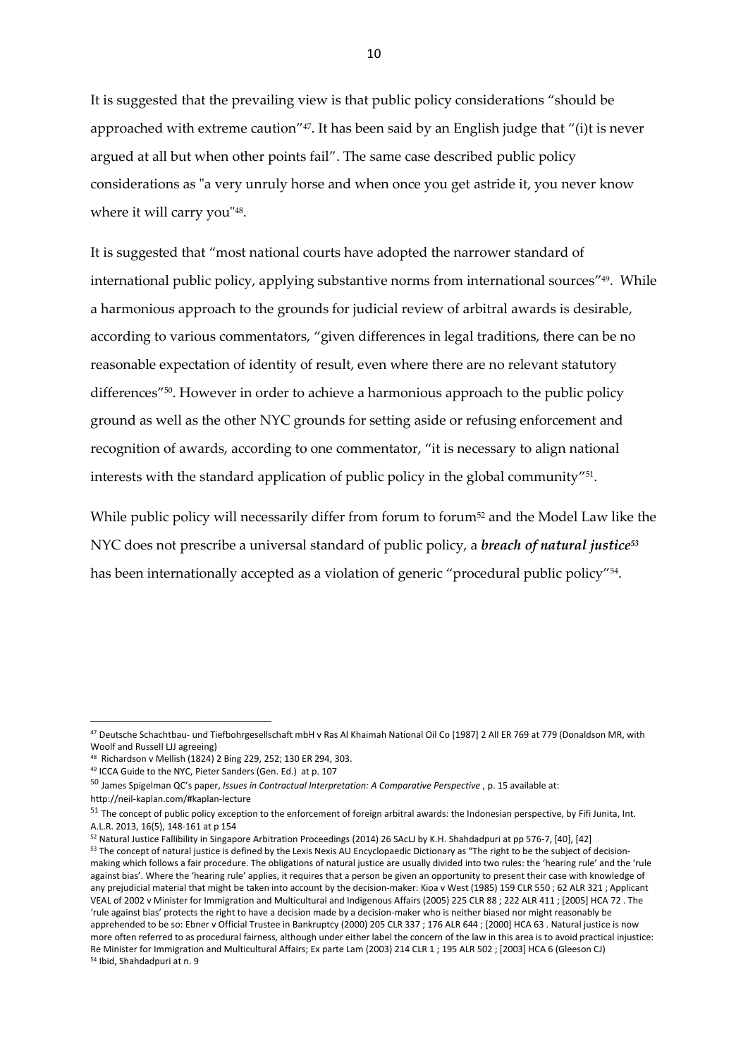It is suggested that the prevailing view is that public policy considerations "should be approached with extreme caution"[47]. It has been said by an English judge that "(i)t is never argued at all but when other points fail". The same case described public policy considerations as "a very unruly horse and when once you get astride it, you never know where it will carry you"[48].

It is suggested that "most national courts have adopted the narrower standard of international public policy, applying substantive norms from international sources"[49]. While a harmonious approach to the grounds for judicial review of arbitral awards is desirable, according to various commentators, "given differences in legal traditions, there can be no reasonable expectation of identity of result, even where there are no relevant statutory differences"[50]. However in order to achieve a harmonious approach to the public policy ground as well as the other NYC grounds for setting aside or refusing enforcement and recognition of awards, according to one commentator, "it is necessary to align national interests with the standard application of public policy in the global community"[51].

While public policy will necessarily differ from forum to forum[52] and the Model Law like the NYC does not prescribe a universal standard of public policy, a ***breach of natural justice***[53] has been internationally accepted as a violation of generic "procedural public policy"[54].

---

[47] Deutsche Schachtbau- und Tiefbohrgesellschaft mbH v Ras Al Khaimah National Oil Co [1987] 2 All ER 769 at 779 (Donaldson MR, with Woolf and Russell LJJ agreeing)

[48] Richardson v Mellish (1824) 2 Bing 229, 252; 130 ER 294, 303.

[49] ICCA Guide to the NYC, Pieter Sanders (Gen. Ed.) at p. 107

[50] James Spigelman QC's paper, *Issues in Contractual Interpretation: A Comparative Perspective* , p. 15 available at: http://neil-kaplan.com/#kaplan-lecture

[51] The concept of public policy exception to the enforcement of foreign arbitral awards: the Indonesian perspective, by Fifi Junita, Int. A.L.R. 2013, 16(5), 148-161 at p 154

[52] Natural Justice Fallibility in Singapore Arbitration Proceedings (2014) 26 SAcLJ by K.H. Shahdadpuri at pp 576-7, [40], [42]

[53] The concept of natural justice is defined by the Lexis Nexis AU Encyclopaedic Dictionary as "The right to be the subject of decision-making which follows a fair procedure. The obligations of natural justice are usually divided into two rules: the 'hearing rule' and the 'rule against bias'. Where the 'hearing rule' applies, it requires that a person be given an opportunity to present their case with knowledge of any prejudicial material that might be taken into account by the decision-maker: Kioa v West (1985) 159 CLR 550 ; 62 ALR 321 ; Applicant VEAL of 2002 v Minister for Immigration and Multicultural and Indigenous Affairs (2005) 225 CLR 88 ; 222 ALR 411 ; [2005] HCA 72 . The 'rule against bias' protects the right to have a decision made by a decision-maker who is neither biased nor might reasonably be apprehended to be so: Ebner v Official Trustee in Bankruptcy (2000) 205 CLR 337 ; 176 ALR 644 ; [2000] HCA 63 . Natural justice is now more often referred to as procedural fairness, although under either label the concern of the law in this area is to avoid practical injustice: Re Minister for Immigration and Multicultural Affairs; Ex parte Lam (2003) 214 CLR 1 ; 195 ALR 502 ; [2003] HCA 6 (Gleeson CJ)

[54] Ibid, Shahdadpuri at n. 9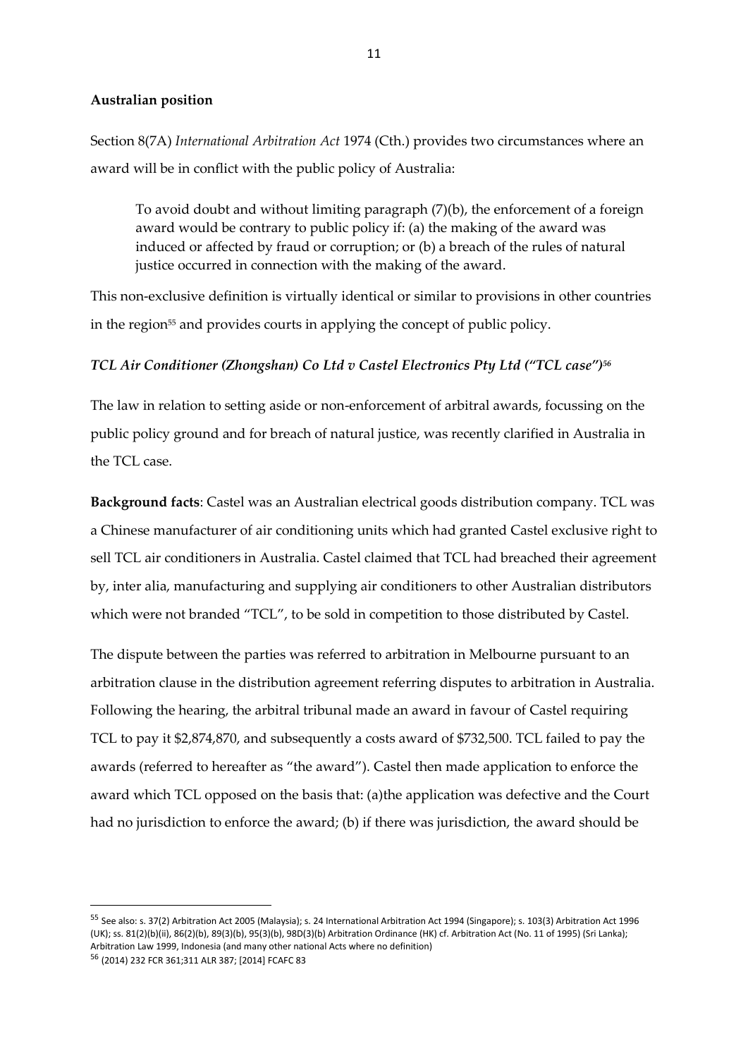**Australian position**

Section 8(7A) *International Arbitration Act* 1974 (Cth.) provides two circumstances where an award will be in conflict with the public policy of Australia:

> To avoid doubt and without limiting paragraph (7)(b), the enforcement of a foreign award would be contrary to public policy if: (a) the making of the award was induced or affected by fraud or corruption; or (b) a breach of the rules of natural justice occurred in connection with the making of the award.

This non-exclusive definition is virtually identical or similar to provisions in other countries in the region[55] and provides courts in applying the concept of public policy.

### *TCL Air Conditioner (Zhongshan) Co Ltd v Castel Electronics Pty Ltd ("TCL case")*[56]

The law in relation to setting aside or non-enforcement of arbitral awards, focussing on the public policy ground and for breach of natural justice, was recently clarified in Australia in the TCL case.

**Background facts**: Castel was an Australian electrical goods distribution company. TCL was a Chinese manufacturer of air conditioning units which had granted Castel exclusive right to sell TCL air conditioners in Australia. Castel claimed that TCL had breached their agreement by, inter alia, manufacturing and supplying air conditioners to other Australian distributors which were not branded "TCL", to be sold in competition to those distributed by Castel.

The dispute between the parties was referred to arbitration in Melbourne pursuant to an arbitration clause in the distribution agreement referring disputes to arbitration in Australia. Following the hearing, the arbitral tribunal made an award in favour of Castel requiring TCL to pay it $2,874,870, and subsequently a costs award of $732,500. TCL failed to pay the awards (referred to hereafter as "the award"). Castel then made application to enforce the award which TCL opposed on the basis that: (a)the application was defective and the Court had no jurisdiction to enforce the award; (b) if there was jurisdiction, the award should be

---

[55] See also: s. 37(2) Arbitration Act 2005 (Malaysia); s. 24 International Arbitration Act 1994 (Singapore); s. 103(3) Arbitration Act 1996 (UK); ss. 81(2)(b)(ii), 86(2)(b), 89(3)(b), 95(3)(b), 98D(3)(b) Arbitration Ordinance (HK) cf. Arbitration Act (No. 11 of 1995) (Sri Lanka); Arbitration Law 1999, Indonesia (and many other national Acts where no definition)

[56] (2014) 232 FCR 361;311 ALR 387; [2014] FCAFC 83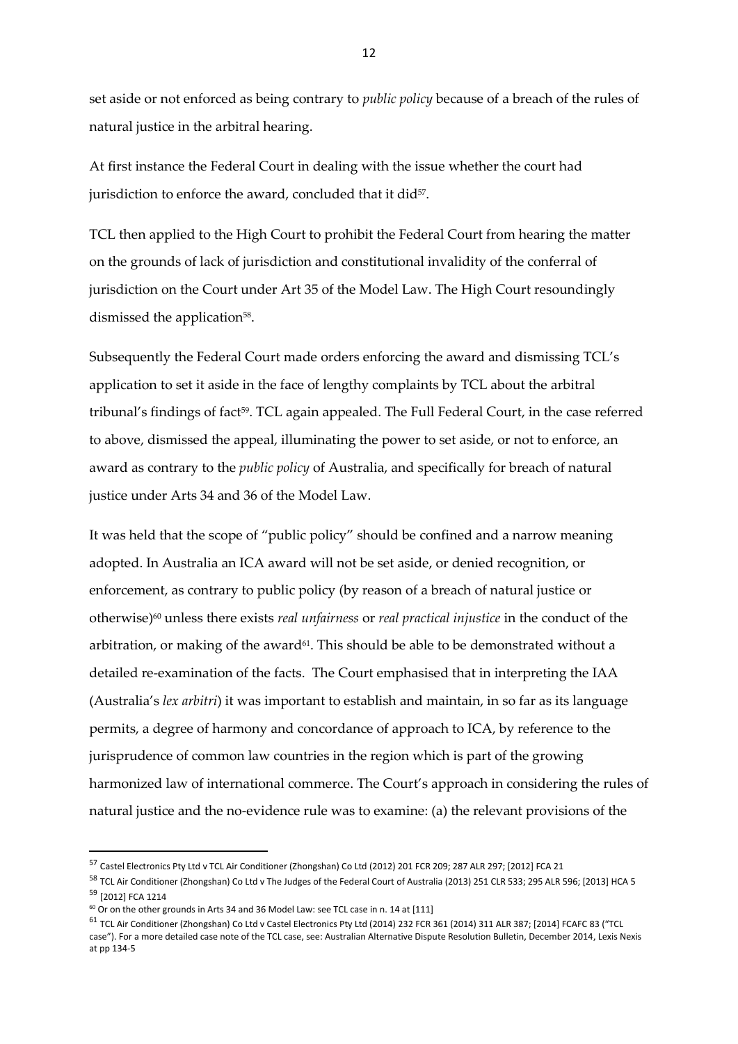set aside or not enforced as being contrary to *public policy* because of a breach of the rules of natural justice in the arbitral hearing.

At first instance the Federal Court in dealing with the issue whether the court had jurisdiction to enforce the award, concluded that it did[57].

TCL then applied to the High Court to prohibit the Federal Court from hearing the matter on the grounds of lack of jurisdiction and constitutional invalidity of the conferral of jurisdiction on the Court under Art 35 of the Model Law. The High Court resoundingly dismissed the application[58].

Subsequently the Federal Court made orders enforcing the award and dismissing TCL's application to set it aside in the face of lengthy complaints by TCL about the arbitral tribunal's findings of fact[59]. TCL again appealed. The Full Federal Court, in the case referred to above, dismissed the appeal, illuminating the power to set aside, or not to enforce, an award as contrary to the *public policy* of Australia, and specifically for breach of natural justice under Arts 34 and 36 of the Model Law.

It was held that the scope of "public policy" should be confined and a narrow meaning adopted. In Australia an ICA award will not be set aside, or denied recognition, or enforcement, as contrary to public policy (by reason of a breach of natural justice or otherwise)[60] unless there exists *real unfairness* or *real practical injustice* in the conduct of the arbitration, or making of the award[61]. This should be able to be demonstrated without a detailed re-examination of the facts. The Court emphasised that in interpreting the IAA (Australia's *lex arbitri*) it was important to establish and maintain, in so far as its language permits, a degree of harmony and concordance of approach to ICA, by reference to the jurisprudence of common law countries in the region which is part of the growing harmonized law of international commerce. The Court's approach in considering the rules of natural justice and the no-evidence rule was to examine: (a) the relevant provisions of the

---

[57] Castel Electronics Pty Ltd v TCL Air Conditioner (Zhongshan) Co Ltd (2012) 201 FCR 209; 287 ALR 297; [2012] FCA 21

[58] TCL Air Conditioner (Zhongshan) Co Ltd v The Judges of the Federal Court of Australia (2013) 251 CLR 533; 295 ALR 596; [2013] HCA 5

[59] [2012] FCA 1214

[60] Or on the other grounds in Arts 34 and 36 Model Law: see TCL case in n. 14 at [111]

[61] TCL Air Conditioner (Zhongshan) Co Ltd v Castel Electronics Pty Ltd (2014) 232 FCR 361 (2014) 311 ALR 387; [2014] FCAFC 83 ("TCL case"). For a more detailed case note of the TCL case, see: Australian Alternative Dispute Resolution Bulletin, December 2014, Lexis Nexis at pp 134-5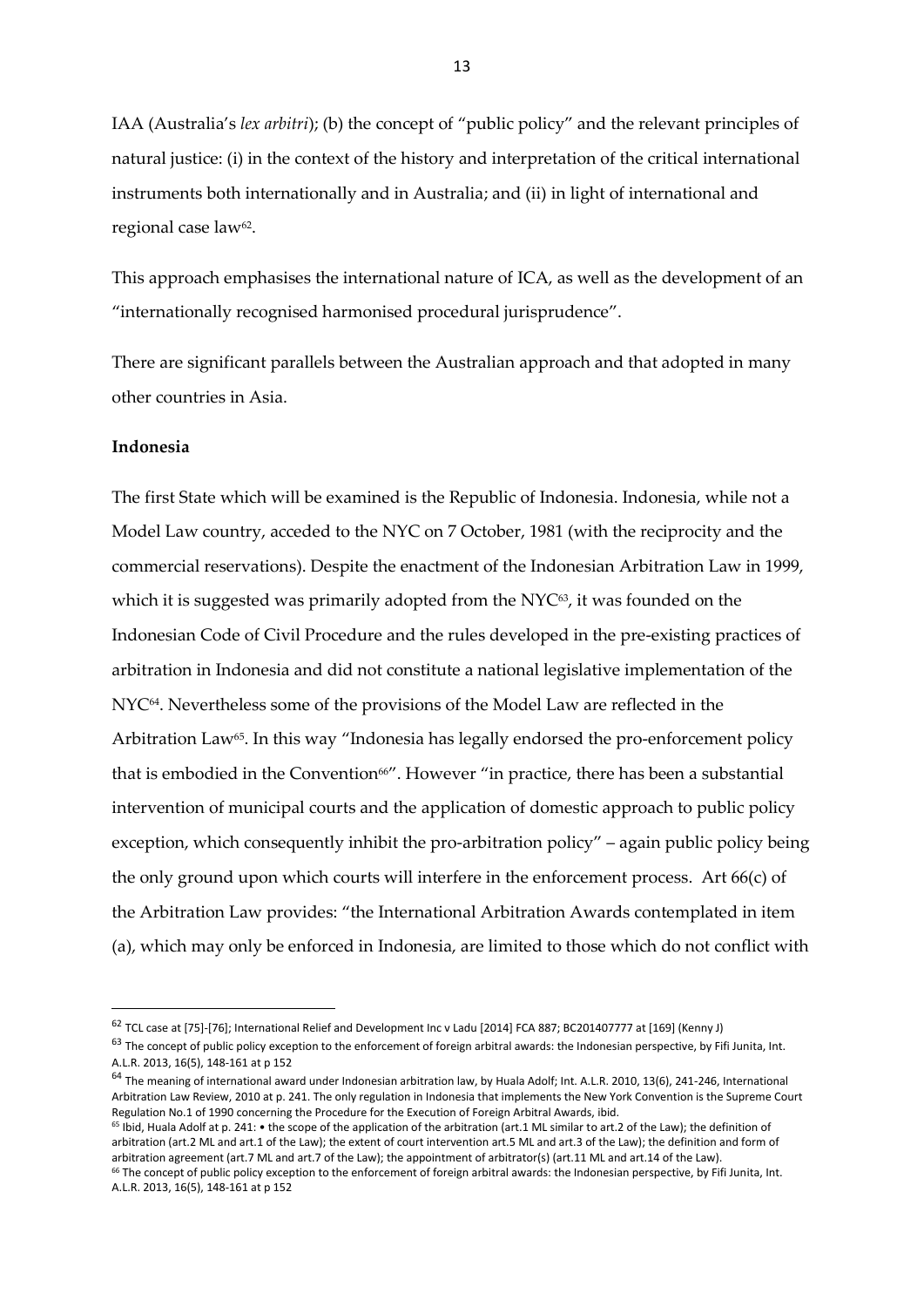IAA (Australia's *lex arbitri*); (b) the concept of "public policy" and the relevant principles of natural justice: (i) in the context of the history and interpretation of the critical international instruments both internationally and in Australia; and (ii) in light of international and regional case law[62].

This approach emphasises the international nature of ICA, as well as the development of an "internationally recognised harmonised procedural jurisprudence".

There are significant parallels between the Australian approach and that adopted in many other countries in Asia.

**Indonesia**

The first State which will be examined is the Republic of Indonesia. Indonesia, while not a Model Law country, acceded to the NYC on 7 October, 1981 (with the reciprocity and the commercial reservations). Despite the enactment of the Indonesian Arbitration Law in 1999, which it is suggested was primarily adopted from the NYC[63], it was founded on the Indonesian Code of Civil Procedure and the rules developed in the pre-existing practices of arbitration in Indonesia and did not constitute a national legislative implementation of the NYC[64]. Nevertheless some of the provisions of the Model Law are reflected in the Arbitration Law[65]. In this way "Indonesia has legally endorsed the pro-enforcement policy that is embodied in the Convention[66]". However "in practice, there has been a substantial intervention of municipal courts and the application of domestic approach to public policy exception, which consequently inhibit the pro-arbitration policy" – again public policy being the only ground upon which courts will interfere in the enforcement process. Art 66(c) of the Arbitration Law provides: "the International Arbitration Awards contemplated in item (a), which may only be enforced in Indonesia, are limited to those which do not conflict with

---

[62] TCL case at [75]-[76]; International Relief and Development Inc v Ladu [2014] FCA 887; BC201407777 at [169] (Kenny J)

[63] The concept of public policy exception to the enforcement of foreign arbitral awards: the Indonesian perspective, by Fifi Junita, Int. A.L.R. 2013, 16(5), 148-161 at p 152

[64] The meaning of international award under Indonesian arbitration law, by Huala Adolf; Int. A.L.R. 2010, 13(6), 241-246, International Arbitration Law Review, 2010 at p. 241. The only regulation in Indonesia that implements the New York Convention is the Supreme Court Regulation No.1 of 1990 concerning the Procedure for the Execution of Foreign Arbitral Awards, ibid.

[65] Ibid, Huala Adolf at p. 241: • the scope of the application of the arbitration (art.1 ML similar to art.2 of the Law); the definition of arbitration (art.2 ML and art.1 of the Law); the extent of court intervention art.5 ML and art.3 of the Law); the definition and form of arbitration agreement (art.7 ML and art.7 of the Law); the appointment of arbitrator(s) (art.11 ML and art.14 of the Law).

[66] The concept of public policy exception to the enforcement of foreign arbitral awards: the Indonesian perspective, by Fifi Junita, Int. A.L.R. 2013, 16(5), 148-161 at p 152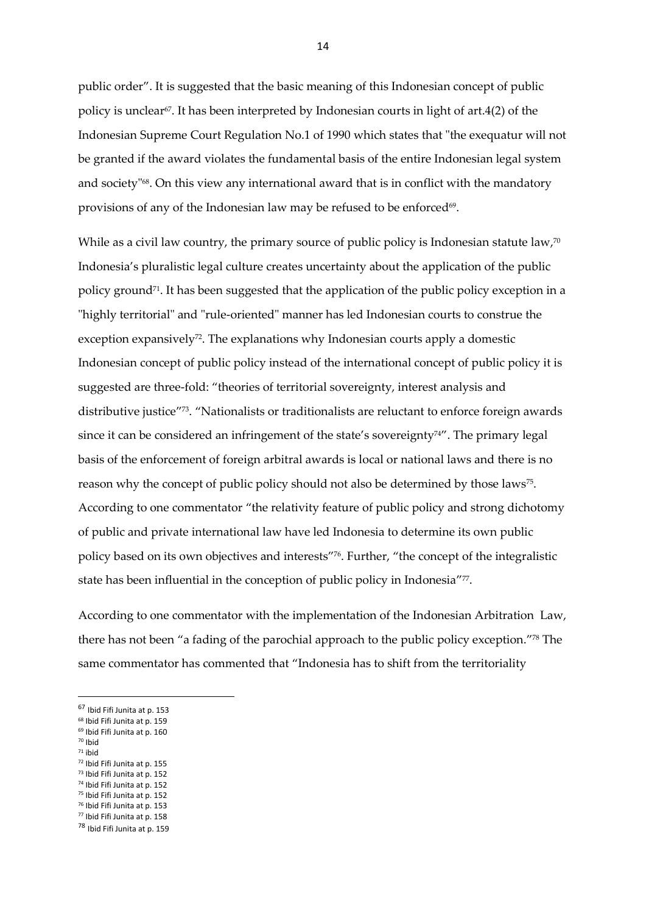public order". It is suggested that the basic meaning of this Indonesian concept of public policy is unclear[67]. It has been interpreted by Indonesian courts in light of art.4(2) of the Indonesian Supreme Court Regulation No.1 of 1990 which states that "the exequatur will not be granted if the award violates the fundamental basis of the entire Indonesian legal system and society"[68]. On this view any international award that is in conflict with the mandatory provisions of any of the Indonesian law may be refused to be enforced[69].

While as a civil law country, the primary source of public policy is Indonesian statute law,[70] Indonesia's pluralistic legal culture creates uncertainty about the application of the public policy ground[71]. It has been suggested that the application of the public policy exception in a "highly territorial" and "rule-oriented" manner has led Indonesian courts to construe the exception expansively[72]. The explanations why Indonesian courts apply a domestic Indonesian concept of public policy instead of the international concept of public policy it is suggested are three-fold: "theories of territorial sovereignty, interest analysis and distributive justice"[73]. "Nationalists or traditionalists are reluctant to enforce foreign awards since it can be considered an infringement of the state's sovereignty[74]". The primary legal basis of the enforcement of foreign arbitral awards is local or national laws and there is no reason why the concept of public policy should not also be determined by those laws[75]. According to one commentator "the relativity feature of public policy and strong dichotomy of public and private international law have led Indonesia to determine its own public policy based on its own objectives and interests"[76]. Further, "the concept of the integralistic state has been influential in the conception of public policy in Indonesia"[77].

According to one commentator with the implementation of the Indonesian Arbitration Law, there has not been "a fading of the parochial approach to the public policy exception."[78] The same commentator has commented that "Indonesia has to shift from the territoriality

---

[67] Ibid Fifi Junita at p. 153
[68] Ibid Fifi Junita at p. 159
[69] Ibid Fifi Junita at p. 160
[70] Ibid
[71] ibid
[72] Ibid Fifi Junita at p. 155
[73] Ibid Fifi Junita at p. 152
[74] Ibid Fifi Junita at p. 152
[75] Ibid Fifi Junita at p. 152
[76] Ibid Fifi Junita at p. 153
[77] Ibid Fifi Junita at p. 158
[78] Ibid Fifi Junita at p. 159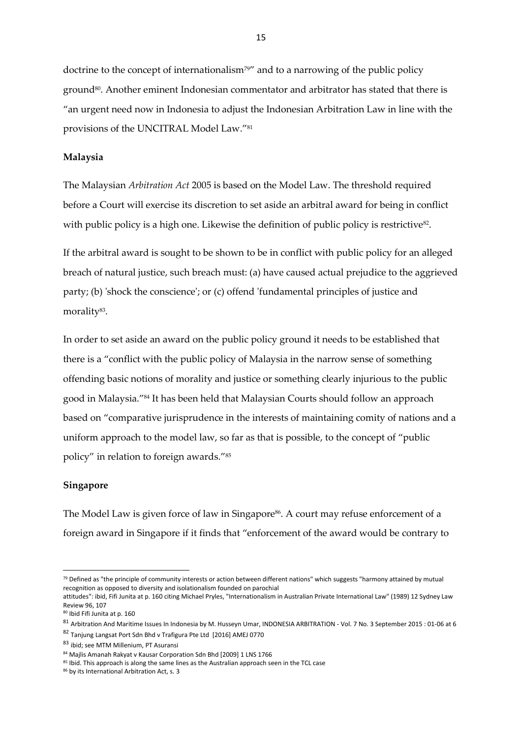doctrine to the concept of internationalism[79]" and to a narrowing of the public policy ground[80]. Another eminent Indonesian commentator and arbitrator has stated that there is "an urgent need now in Indonesia to adjust the Indonesian Arbitration Law in line with the provisions of the UNCITRAL Model Law."[81]

**Malaysia**

The Malaysian *Arbitration Act* 2005 is based on the Model Law. The threshold required before a Court will exercise its discretion to set aside an arbitral award for being in conflict with public policy is a high one. Likewise the definition of public policy is restrictive[82].

If the arbitral award is sought to be shown to be in conflict with public policy for an alleged breach of natural justice, such breach must: (a) have caused actual prejudice to the aggrieved party; (b) 'shock the conscience'; or (c) offend 'fundamental principles of justice and morality[83].

In order to set aside an award on the public policy ground it needs to be established that there is a "conflict with the public policy of Malaysia in the narrow sense of something offending basic notions of morality and justice or something clearly injurious to the public good in Malaysia."[84] It has been held that Malaysian Courts should follow an approach based on "comparative jurisprudence in the interests of maintaining comity of nations and a uniform approach to the model law, so far as that is possible, to the concept of "public policy" in relation to foreign awards."[85]

**Singapore**

The Model Law is given force of law in Singapore[86]. A court may refuse enforcement of a foreign award in Singapore if it finds that "enforcement of the award would be contrary to

---

[79] Defined as "the principle of community interests or action between different nations" which suggests "harmony attained by mutual recognition as opposed to diversity and isolationalism founded on parochial attitudes": ibid, Fifi Junita at p. 160 citing Michael Pryles, "Internationalism in Australian Private International Law" (1989) 12 Sydney Law Review 96, 107

[80] Ibid Fifi Junita at p. 160

[81] Arbitration And Maritime Issues In Indonesia by M. Husseyn Umar, INDONESIA ARBITRATION - Vol. 7 No. 3 September 2015 : 01-06 at 6

[82] Tanjung Langsat Port Sdn Bhd v Trafigura Pte Ltd [2016] AMEJ 0770

[83] ibid; see MTM Millenium, PT Asuransi

[84] Majlis Amanah Rakyat v Kausar Corporation Sdn Bhd [2009] 1 LNS 1766

[85] Ibid. This approach is along the same lines as the Australian approach seen in the TCL case

[86] by its International Arbitration Act, s. 3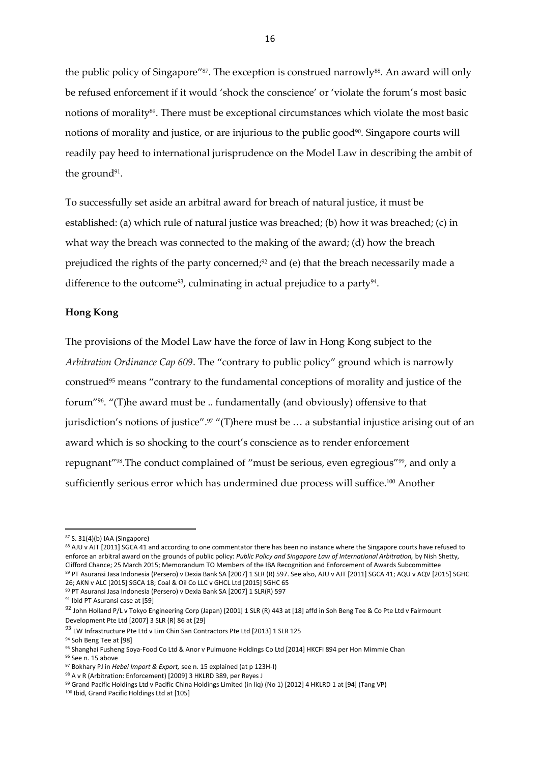the public policy of Singapore"[87]. The exception is construed narrowly[88]. An award will only be refused enforcement if it would 'shock the conscience' or 'violate the forum's most basic notions of morality[89]. There must be exceptional circumstances which violate the most basic notions of morality and justice, or are injurious to the public good[90]. Singapore courts will readily pay heed to international jurisprudence on the Model Law in describing the ambit of the ground[91].

To successfully set aside an arbitral award for breach of natural justice, it must be established: (a) which rule of natural justice was breached; (b) how it was breached; (c) in what way the breach was connected to the making of the award; (d) how the breach prejudiced the rights of the party concerned;[92] and (e) that the breach necessarily made a difference to the outcome[93], culminating in actual prejudice to a party[94].

**Hong Kong**

The provisions of the Model Law have the force of law in Hong Kong subject to the *Arbitration Ordinance Cap 609*. The "contrary to public policy" ground which is narrowly construed[95] means "contrary to the fundamental conceptions of morality and justice of the forum"[96]. "(T)he award must be .. fundamentally (and obviously) offensive to that jurisdiction's notions of justice".[97] "(T)here must be … a substantial injustice arising out of an award which is so shocking to the court's conscience as to render enforcement repugnant"[98].The conduct complained of "must be serious, even egregious"[99], and only a sufficiently serious error which has undermined due process will suffice.[100] Another

---

[87] S. 31(4)(b) IAA (Singapore)

[88] AJU v AJT [2011] SGCA 41 and according to one commentator there has been no instance where the Singapore courts have refused to enforce an arbitral award on the grounds of public policy: *Public Policy and Singapore Law of International Arbitration,* by Nish Shetty, Clifford Chance; 25 March 2015; Memorandum TO Members of the IBA Recognition and Enforcement of Awards Subcommittee

[89] PT Asuransi Jasa Indonesia (Persero) v Dexia Bank SA [2007] 1 SLR (R) 597. See also, AJU v AJT [2011] SGCA 41; AQU v AQV [2015] SGHC 26; AKN v ALC [2015] SGCA 18; Coal & Oil Co LLC v GHCL Ltd [2015] SGHC 65

[90] PT Asuransi Jasa Indonesia (Persero) v Dexia Bank SA [2007] 1 SLR(R) 597

[91] Ibid PT Asuransi case at [59]

[92] John Holland P/L v Tokyo Engineering Corp (Japan) [2001] 1 SLR (R) 443 at [18] affd in Soh Beng Tee & Co Pte Ltd v Fairmount Development Pte Ltd [2007] 3 SLR (R) 86 at [29]

[93] LW Infrastructure Pte Ltd v Lim Chin San Contractors Pte Ltd [2013] 1 SLR 125

[94] Soh Beng Tee at [98]

[95] Shanghai Fusheng Soya-Food Co Ltd & Anor v Pulmuone Holdings Co Ltd [2014] HKCFI 894 per Hon Mimmie Chan

[96] See n. 15 above

[97] Bokhary PJ in *Hebei Import & Export,* see n. 15 explained (at p 123H-I)

[98] A v R (Arbitration: Enforcement) [2009] 3 HKLRD 389, per Reyes J

[99] Grand Pacific Holdings Ltd v Pacific China Holdings Limited (in liq) (No 1) [2012] 4 HKLRD 1 at [94] (Tang VP)

[100] Ibid, Grand Pacific Holdings Ltd at [105]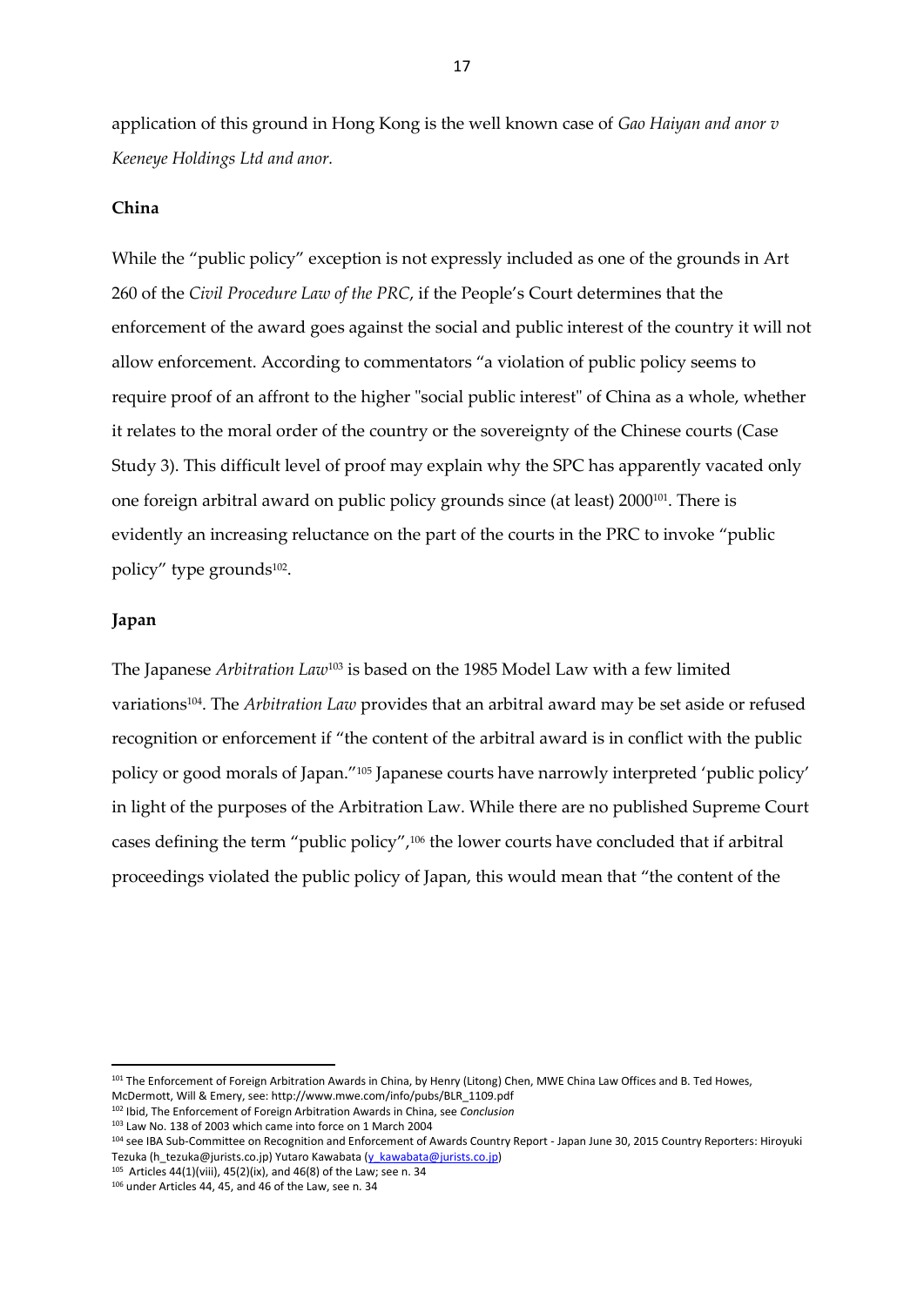application of this ground in Hong Kong is the well known case of *Gao Haiyan and anor v Keeneye Holdings Ltd and anor.*

**China**

While the "public policy" exception is not expressly included as one of the grounds in Art 260 of the *Civil Procedure Law of the PRC*, if the People's Court determines that the enforcement of the award goes against the social and public interest of the country it will not allow enforcement. According to commentators "a violation of public policy seems to require proof of an affront to the higher "social public interest" of China as a whole, whether it relates to the moral order of the country or the sovereignty of the Chinese courts (Case Study 3). This difficult level of proof may explain why the SPC has apparently vacated only one foreign arbitral award on public policy grounds since (at least) 2000[101]. There is evidently an increasing reluctance on the part of the courts in the PRC to invoke "public policy" type grounds[102].

**Japan**

The Japanese *Arbitration Law*[103] is based on the 1985 Model Law with a few limited variations[104]. The *Arbitration Law* provides that an arbitral award may be set aside or refused recognition or enforcement if "the content of the arbitral award is in conflict with the public policy or good morals of Japan."[105] Japanese courts have narrowly interpreted 'public policy' in light of the purposes of the Arbitration Law. While there are no published Supreme Court cases defining the term "public policy",[106] the lower courts have concluded that if arbitral proceedings violated the public policy of Japan, this would mean that "the content of the

---

[101] The Enforcement of Foreign Arbitration Awards in China, by Henry (Litong) Chen, MWE China Law Offices and B. Ted Howes, McDermott, Will & Emery, see: http://www.mwe.com/info/pubs/BLR_1109.pdf

[102] Ibid, The Enforcement of Foreign Arbitration Awards in China, see *Conclusion*

[103] Law No. 138 of 2003 which came into force on 1 March 2004

[104] see IBA Sub-Committee on Recognition and Enforcement of Awards Country Report - Japan June 30, 2015 Country Reporters: Hiroyuki Tezuka (h_tezuka@jurists.co.jp) Yutaro Kawabata (y_kawabata@jurists.co.jp)

[105] Articles 44(1)(viii), 45(2)(ix), and 46(8) of the Law; see n. 34

[106] under Articles 44, 45, and 46 of the Law, see n. 34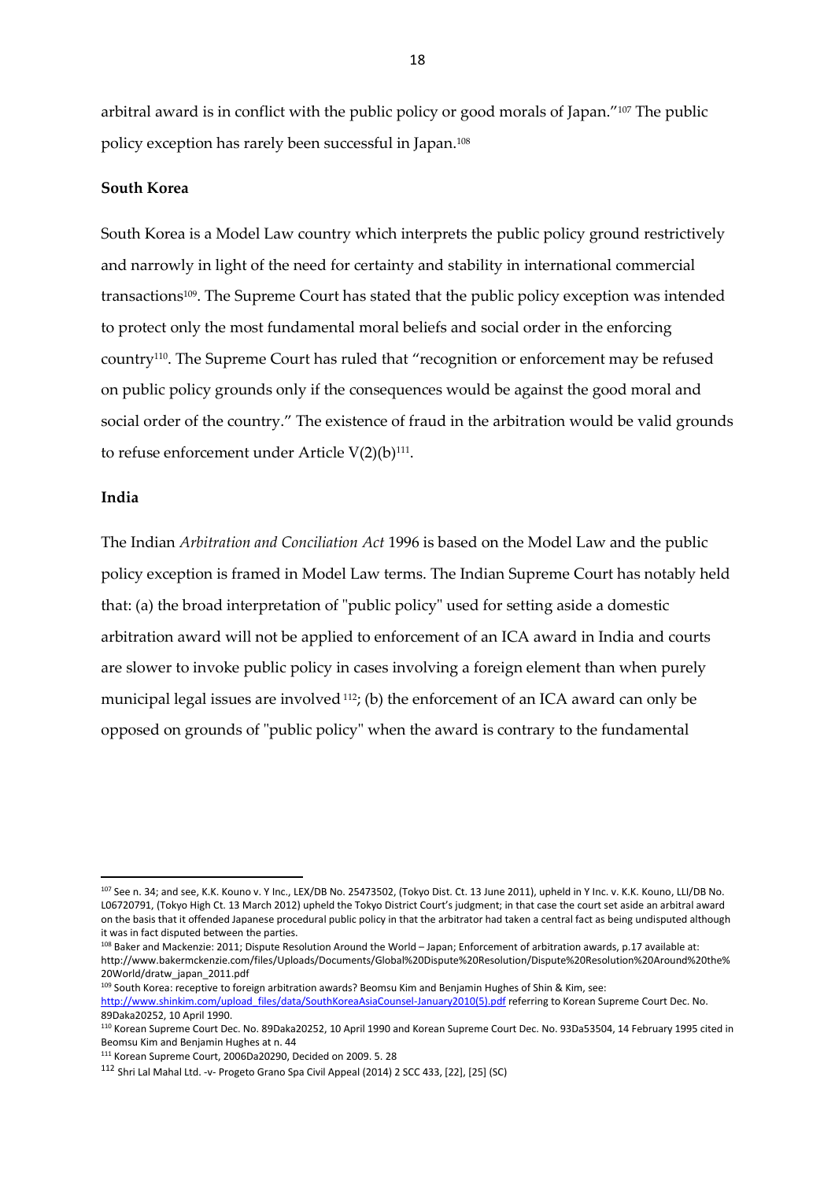arbitral award is in conflict with the public policy or good morals of Japan."[107] The public policy exception has rarely been successful in Japan.[108]

**South Korea**

South Korea is a Model Law country which interprets the public policy ground restrictively and narrowly in light of the need for certainty and stability in international commercial transactions[109]. The Supreme Court has stated that the public policy exception was intended to protect only the most fundamental moral beliefs and social order in the enforcing country[110]. The Supreme Court has ruled that "recognition or enforcement may be refused on public policy grounds only if the consequences would be against the good moral and social order of the country." The existence of fraud in the arbitration would be valid grounds to refuse enforcement under Article V(2)(b)[111].

**India**

The Indian *Arbitration and Conciliation Act* 1996 is based on the Model Law and the public policy exception is framed in Model Law terms. The Indian Supreme Court has notably held that: (a) the broad interpretation of "public policy" used for setting aside a domestic arbitration award will not be applied to enforcement of an ICA award in India and courts are slower to invoke public policy in cases involving a foreign element than when purely municipal legal issues are involved [112]; (b) the enforcement of an ICA award can only be opposed on grounds of "public policy" when the award is contrary to the fundamental

---

[107] See n. 34; and see, K.K. Kouno v. Y Inc., LEX/DB No. 25473502, (Tokyo Dist. Ct. 13 June 2011), upheld in Y Inc. v. K.K. Kouno, LLI/DB No. L06720791, (Tokyo High Ct. 13 March 2012) upheld the Tokyo District Court's judgment; in that case the court set aside an arbitral award on the basis that it offended Japanese procedural public policy in that the arbitrator had taken a central fact as being undisputed although it was in fact disputed between the parties.

[108] Baker and Mackenzie: 2011; Dispute Resolution Around the World – Japan; Enforcement of arbitration awards, p.17 available at: http://www.bakermckenzie.com/files/Uploads/Documents/Global%20Dispute%20Resolution/Dispute%20Resolution%20Around%20the%20World/dratw_japan_2011.pdf

[109] South Korea: receptive to foreign arbitration awards? Beomsu Kim and Benjamin Hughes of Shin & Kim, see: http://www.shinkim.com/upload_files/data/SouthKoreaAsiaCounsel-January2010(5).pdf referring to Korean Supreme Court Dec. No. 89Daka20252, 10 April 1990.

[110] Korean Supreme Court Dec. No. 89Daka20252, 10 April 1990 and Korean Supreme Court Dec. No. 93Da53504, 14 February 1995 cited in Beomsu Kim and Benjamin Hughes at n. 44

[111] Korean Supreme Court, 2006Da20290, Decided on 2009. 5. 28

[112] Shri Lal Mahal Ltd. -v- Progeto Grano Spa Civil Appeal (2014) 2 SCC 433, [22], [25] (SC)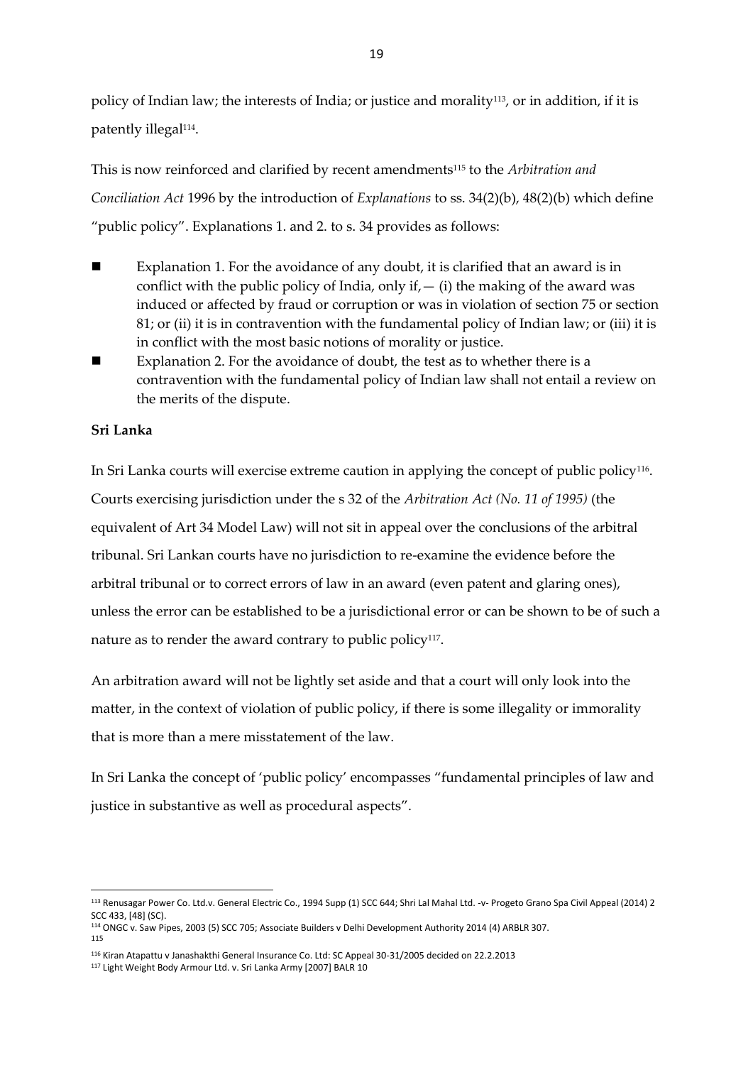policy of Indian law; the interests of India; or justice and morality[113], or in addition, if it is patently illegal[114].

This is now reinforced and clarified by recent amendments[115] to the *Arbitration and Conciliation Act* 1996 by the introduction of *Explanations* to ss. 34(2)(b), 48(2)(b) which define "public policy". Explanations 1. and 2. to s. 34 provides as follows:

- Explanation 1. For the avoidance of any doubt, it is clarified that an award is in conflict with the public policy of India, only if,— (i) the making of the award was induced or affected by fraud or corruption or was in violation of section 75 or section 81; or (ii) it is in contravention with the fundamental policy of Indian law; or (iii) it is in conflict with the most basic notions of morality or justice.
- Explanation 2. For the avoidance of doubt, the test as to whether there is a contravention with the fundamental policy of Indian law shall not entail a review on the merits of the dispute.

**Sri Lanka**

In Sri Lanka courts will exercise extreme caution in applying the concept of public policy[116]. Courts exercising jurisdiction under the s 32 of the *Arbitration Act (No. 11 of 1995)* (the equivalent of Art 34 Model Law) will not sit in appeal over the conclusions of the arbitral tribunal. Sri Lankan courts have no jurisdiction to re-examine the evidence before the arbitral tribunal or to correct errors of law in an award (even patent and glaring ones), unless the error can be established to be a jurisdictional error or can be shown to be of such a nature as to render the award contrary to public policy[117].

An arbitration award will not be lightly set aside and that a court will only look into the matter, in the context of violation of public policy, if there is some illegality or immorality that is more than a mere misstatement of the law.

In Sri Lanka the concept of 'public policy' encompasses "fundamental principles of law and justice in substantive as well as procedural aspects".

---

[113] Renusagar Power Co. Ltd.v. General Electric Co., 1994 Supp (1) SCC 644; Shri Lal Mahal Ltd. -v- Progeto Grano Spa Civil Appeal (2014) 2 SCC 433, [48] (SC).

[114] ONGC v. Saw Pipes, 2003 (5) SCC 705; Associate Builders v Delhi Development Authority 2014 (4) ARBLR 307.

[115]

[116] Kiran Atapattu v Janashakthi General Insurance Co. Ltd: SC Appeal 30-31/2005 decided on 22.2.2013

[117] Light Weight Body Armour Ltd. v. Sri Lanka Army [2007] BALR 10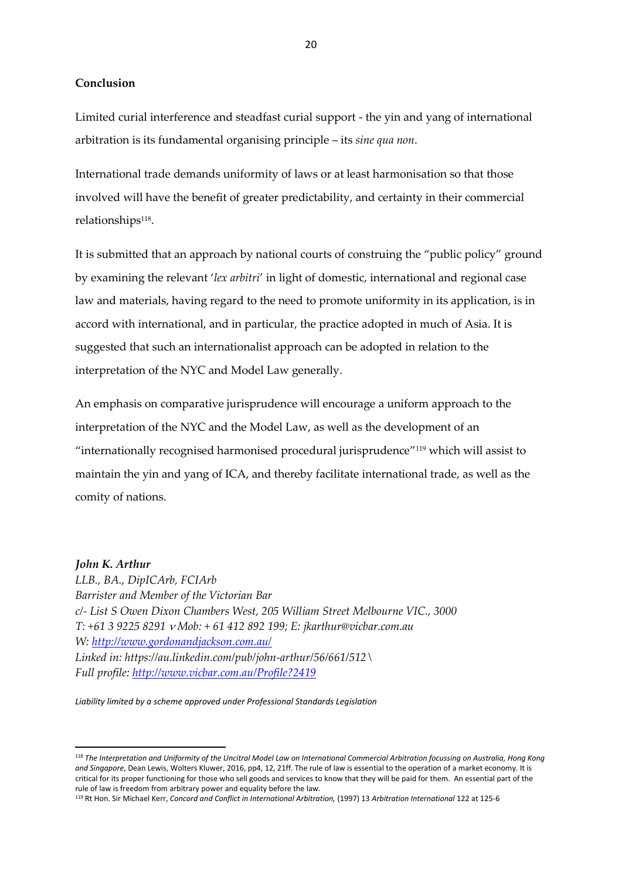## Conclusion

Limited curial interference and steadfast curial support - the yin and yang of international arbitration is its fundamental organising principle – its *sine qua non*.

International trade demands uniformity of laws or at least harmonisation so that those involved will have the benefit of greater predictability, and certainty in their commercial relationships[118].

It is submitted that an approach by national courts of construing the "public policy" ground by examining the relevant '*lex arbitri*' in light of domestic, international and regional case law and materials, having regard to the need to promote uniformity in its application, is in accord with international, and in particular, the practice adopted in much of Asia. It is suggested that such an internationalist approach can be adopted in relation to the interpretation of the NYC and Model Law generally.

An emphasis on comparative jurisprudence will encourage a uniform approach to the interpretation of the NYC and the Model Law, as well as the development of an "internationally recognised harmonised procedural jurisprudence"[119] which will assist to maintain the yin and yang of ICA, and thereby facilitate international trade, as well as the comity of nations.

***John K. Arthur***
*LLB., BA., DipICArb, FCIArb*
*Barrister and Member of the Victorian Bar*
*c/- List S Owen Dixon Chambers West, 205 William Street Melbourne VIC., 3000*
*T: +61 3 9225 8291 v Mob: + 61 412 892 199; E: jkarthur@vicbar.com.au*
*W: http://www.gordonandjackson.com.au/*
*Linked in: https://au.linkedin.com/pub/john-arthur/56/661/512 \*
*Full profile: http://www.vicbar.com.au/Profile?2419*

*Liability limited by a scheme approved under Professional Standards Legislation*

---

[118] *The Interpretation and Uniformity of the Uncitral Model Law on International Commercial Arbitration focussing on Australia, Hong Kong and Singapore*, Dean Lewis, Wolters Kluwer, 2016, pp4, 12, 21ff. The rule of law is essential to the operation of a market economy. It is critical for its proper functioning for those who sell goods and services to know that they will be paid for them. An essential part of the rule of law is freedom from arbitrary power and equality before the law.

[119] Rt Hon. Sir Michael Kerr, *Concord and Conflict in International Arbitration,* (1997) 13 *Arbitration International* 122 at 125-6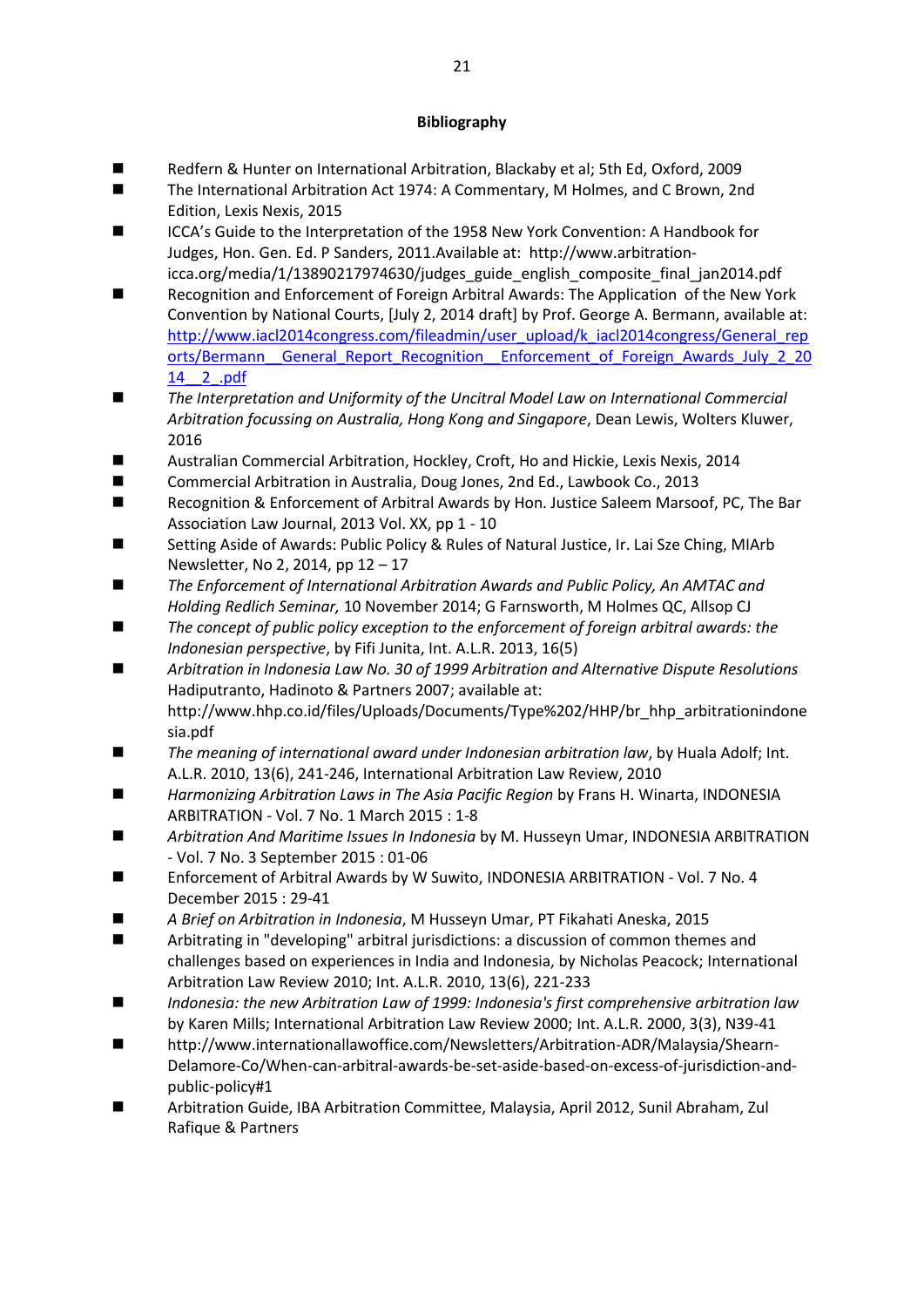**Bibliography**

- Redfern & Hunter on International Arbitration, Blackaby et al; 5th Ed, Oxford, 2009
- The International Arbitration Act 1974: A Commentary, M Holmes, and C Brown, 2nd Edition, Lexis Nexis, 2015
- ICCA's Guide to the Interpretation of the 1958 New York Convention: A Handbook for Judges, Hon. Gen. Ed. P Sanders, 2011.Available at: http://www.arbitration-icca.org/media/1/13890217974630/judges_guide_english_composite_final_jan2014.pdf
- Recognition and Enforcement of Foreign Arbitral Awards: The Application of the New York Convention by National Courts, [July 2, 2014 draft] by Prof. George A. Bermann, available at: http://www.iacl2014congress.com/fileadmin/user_upload/k_iacl2014congress/General_reports/Bermann__General_Report_Recognition__Enforcement_of_Foreign_Awards_July_2_2014__2_.pdf
- *The Interpretation and Uniformity of the Uncitral Model Law on International Commercial Arbitration focussing on Australia, Hong Kong and Singapore*, Dean Lewis, Wolters Kluwer, 2016
- Australian Commercial Arbitration, Hockley, Croft, Ho and Hickie, Lexis Nexis, 2014
- Commercial Arbitration in Australia, Doug Jones, 2nd Ed., Lawbook Co., 2013
- Recognition & Enforcement of Arbitral Awards by Hon. Justice Saleem Marsoof, PC, The Bar Association Law Journal, 2013 Vol. XX, pp 1 - 10
- Setting Aside of Awards: Public Policy & Rules of Natural Justice, Ir. Lai Sze Ching, MIArb Newsletter, No 2, 2014, pp 12 – 17
- *The Enforcement of International Arbitration Awards and Public Policy, An AMTAC and Holding Redlich Seminar,* 10 November 2014; G Farnsworth, M Holmes QC, Allsop CJ
- *The concept of public policy exception to the enforcement of foreign arbitral awards: the Indonesian perspective*, by Fifi Junita, Int. A.L.R. 2013, 16(5)
- *Arbitration in Indonesia Law No. 30 of 1999 Arbitration and Alternative Dispute Resolutions* Hadiputranto, Hadinoto & Partners 2007; available at: http://www.hhp.co.id/files/Uploads/Documents/Type%202/HHP/br_hhp_arbitrationindonesia.pdf
- *The meaning of international award under Indonesian arbitration law*, by Huala Adolf; Int. A.L.R. 2010, 13(6), 241-246, International Arbitration Law Review, 2010
- *Harmonizing Arbitration Laws in The Asia Pacific Region* by Frans H. Winarta, INDONESIA ARBITRATION - Vol. 7 No. 1 March 2015 : 1-8
- *Arbitration And Maritime Issues In Indonesia* by M. Husseyn Umar, INDONESIA ARBITRATION - Vol. 7 No. 3 September 2015 : 01-06
- Enforcement of Arbitral Awards by W Suwito, INDONESIA ARBITRATION - Vol. 7 No. 4 December 2015 : 29-41
- *A Brief on Arbitration in Indonesia*, M Husseyn Umar, PT Fikahati Aneska, 2015
- Arbitrating in "developing" arbitral jurisdictions: a discussion of common themes and challenges based on experiences in India and Indonesia, by Nicholas Peacock; International Arbitration Law Review 2010; Int. A.L.R. 2010, 13(6), 221-233
- *Indonesia: the new Arbitration Law of 1999: Indonesia's first comprehensive arbitration law* by Karen Mills; International Arbitration Law Review 2000; Int. A.L.R. 2000, 3(3), N39-41
- http://www.internationallawoffice.com/Newsletters/Arbitration-ADR/Malaysia/Shearn-Delamore-Co/When-can-arbitral-awards-be-set-aside-based-on-excess-of-jurisdiction-and-public-policy#1
- Arbitration Guide, IBA Arbitration Committee, Malaysia, April 2012, Sunil Abraham, Zul Rafique & Partners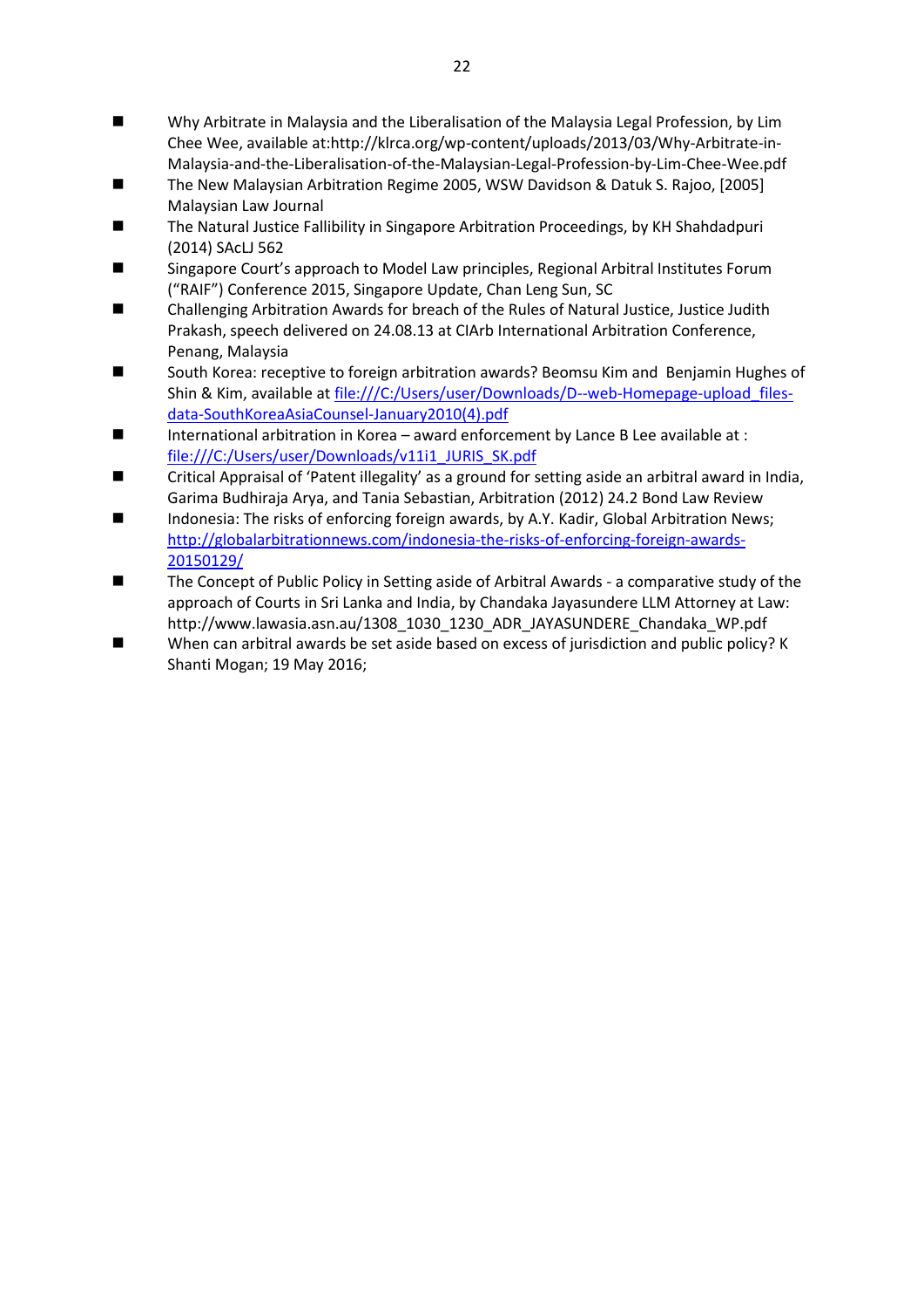- Why Arbitrate in Malaysia and the Liberalisation of the Malaysia Legal Profession, by Lim Chee Wee, available at:http://klrca.org/wp-content/uploads/2013/03/Why-Arbitrate-in-Malaysia-and-the-Liberalisation-of-the-Malaysian-Legal-Profession-by-Lim-Chee-Wee.pdf
- The New Malaysian Arbitration Regime 2005, WSW Davidson & Datuk S. Rajoo, [2005] Malaysian Law Journal
- The Natural Justice Fallibility in Singapore Arbitration Proceedings, by KH Shahdadpuri (2014) SAcLJ 562
- Singapore Court's approach to Model Law principles, Regional Arbitral Institutes Forum ("RAIF") Conference 2015, Singapore Update, Chan Leng Sun, SC
- Challenging Arbitration Awards for breach of the Rules of Natural Justice, Justice Judith Prakash, speech delivered on 24.08.13 at CIArb International Arbitration Conference, Penang, Malaysia
- South Korea: receptive to foreign arbitration awards? Beomsu Kim and Benjamin Hughes of Shin & Kim, available at file:///C:/Users/user/Downloads/D--web-Homepage-upload_files-data-SouthKoreaAsiaCounsel-January2010(4).pdf
- International arbitration in Korea – award enforcement by Lance B Lee available at : file:///C:/Users/user/Downloads/v11i1_JURIS_SK.pdf
- Critical Appraisal of 'Patent illegality' as a ground for setting aside an arbitral award in India, Garima Budhiraja Arya, and Tania Sebastian, Arbitration (2012) 24.2 Bond Law Review
- Indonesia: The risks of enforcing foreign awards, by A.Y. Kadir, Global Arbitration News; http://globalarbitrationnews.com/indonesia-the-risks-of-enforcing-foreign-awards-20150129/
- The Concept of Public Policy in Setting aside of Arbitral Awards - a comparative study of the approach of Courts in Sri Lanka and India, by Chandaka Jayasundere LLM Attorney at Law: http://www.lawasia.asn.au/1308_1030_1230_ADR_JAYASUNDERE_Chandaka_WP.pdf
- When can arbitral awards be set aside based on excess of jurisdiction and public policy? K Shanti Mogan; 19 May 2016;